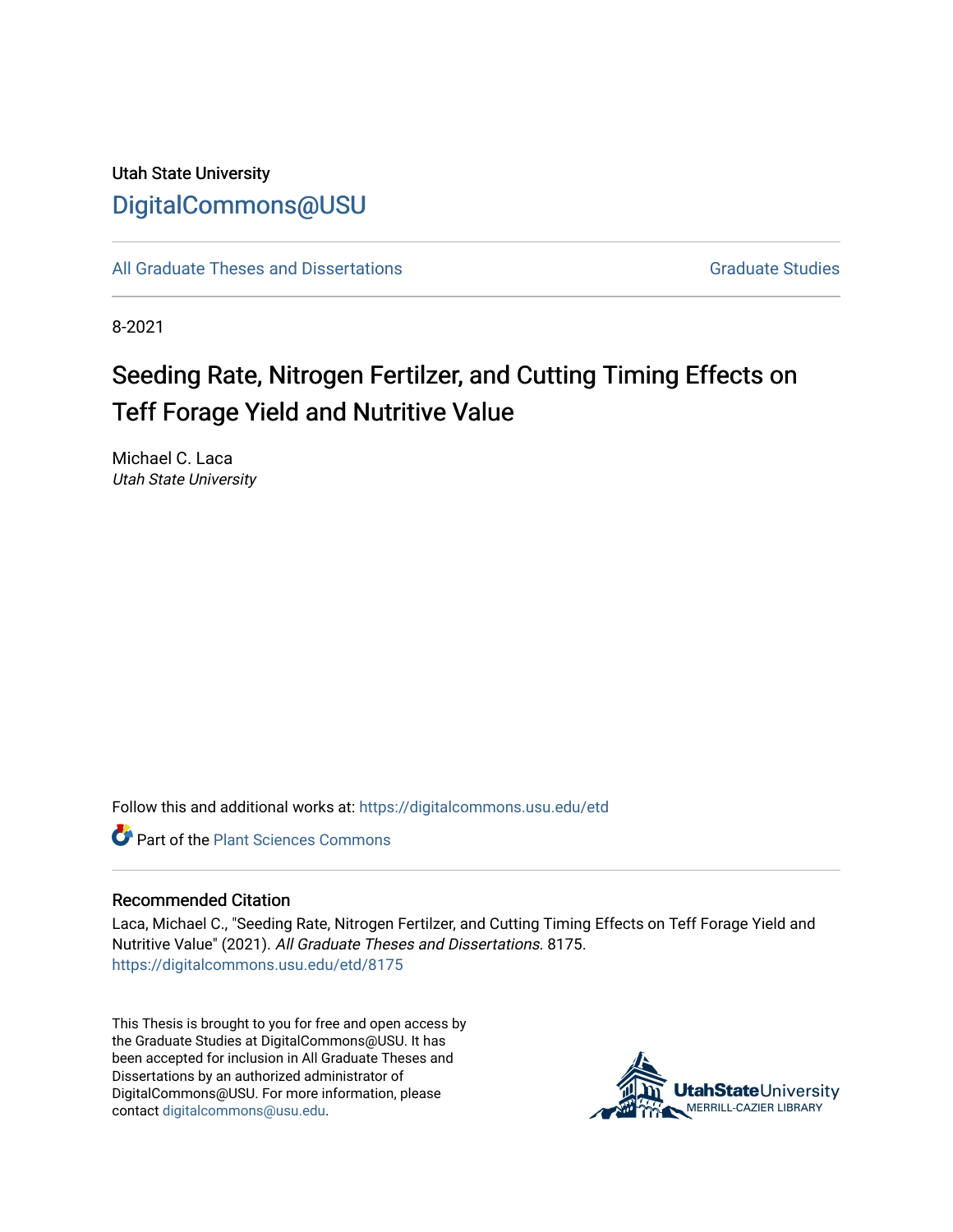Utah State University

# DigitalCommons@USU

All Graduate Theses and Dissertations

Graduate Studies

8-2021

# Seeding Rate, Nitrogen Fertilzer, and Cutting Timing Effects on Teff Forage Yield and Nutritive Value

Michael C. Laca
*Utah State University*

Follow this and additional works at: https://digitalcommons.usu.edu/etd

Part of the Plant Sciences Commons

## Recommended Citation

Laca, Michael C., "Seeding Rate, Nitrogen Fertilzer, and Cutting Timing Effects on Teff Forage Yield and Nutritive Value" (2021). *All Graduate Theses and Dissertations*. 8175.
https://digitalcommons.usu.edu/etd/8175

This Thesis is brought to you for free and open access by the Graduate Studies at DigitalCommons@USU. It has been accepted for inclusion in All Graduate Theses and Dissertations by an authorized administrator of DigitalCommons@USU. For more information, please contact digitalcommons@usu.edu.

UtahStateUniversity
MERRILL-CAZIER LIBRARY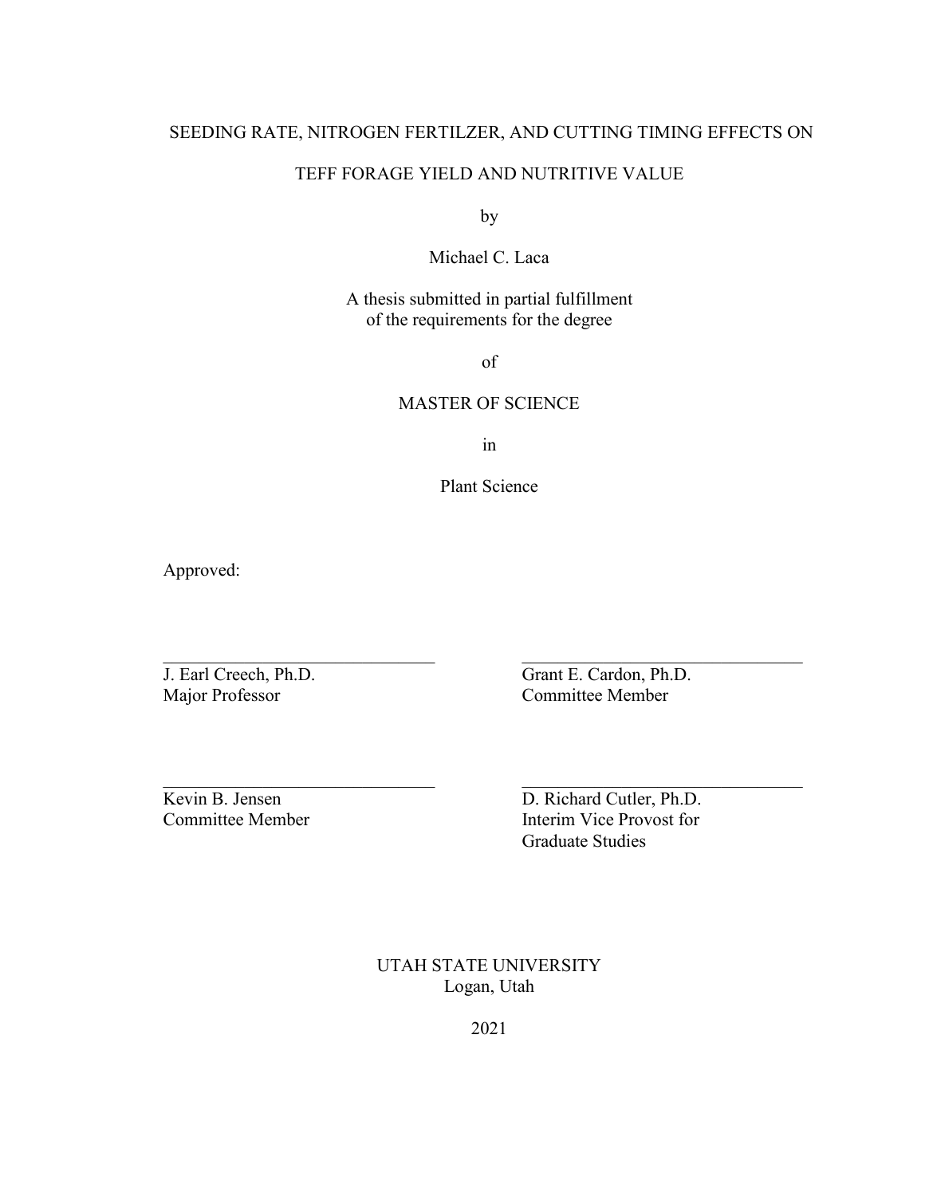SEEDING RATE, NITROGEN FERTILZER, AND CUTTING TIMING EFFECTS ON

TEFF FORAGE YIELD AND NUTRITIVE VALUE

by

Michael C. Laca

A thesis submitted in partial fulfillment
of the requirements for the degree

of

MASTER OF SCIENCE

in

Plant Science

Approved:

| | |
|---|---|
| \_\_\_\_\_\_\_\_\_\_\_\_\_\_\_\_\_\_\_\_\_\_\_\_\_\_\_\_\_\_ | \_\_\_\_\_\_\_\_\_\_\_\_\_\_\_\_\_\_\_\_\_\_\_\_\_\_\_\_\_\_ |
| J. Earl Creech, Ph.D.<br>Major Professor | Grant E. Cardon, Ph.D.<br>Committee Member |
| \_\_\_\_\_\_\_\_\_\_\_\_\_\_\_\_\_\_\_\_\_\_\_\_\_\_\_\_\_\_ | \_\_\_\_\_\_\_\_\_\_\_\_\_\_\_\_\_\_\_\_\_\_\_\_\_\_\_\_\_\_ |
| Kevin B. Jensen<br>Committee Member | D. Richard Cutler, Ph.D.<br>Interim Vice Provost for<br>Graduate Studies |

UTAH STATE UNIVERSITY
Logan, Utah

2021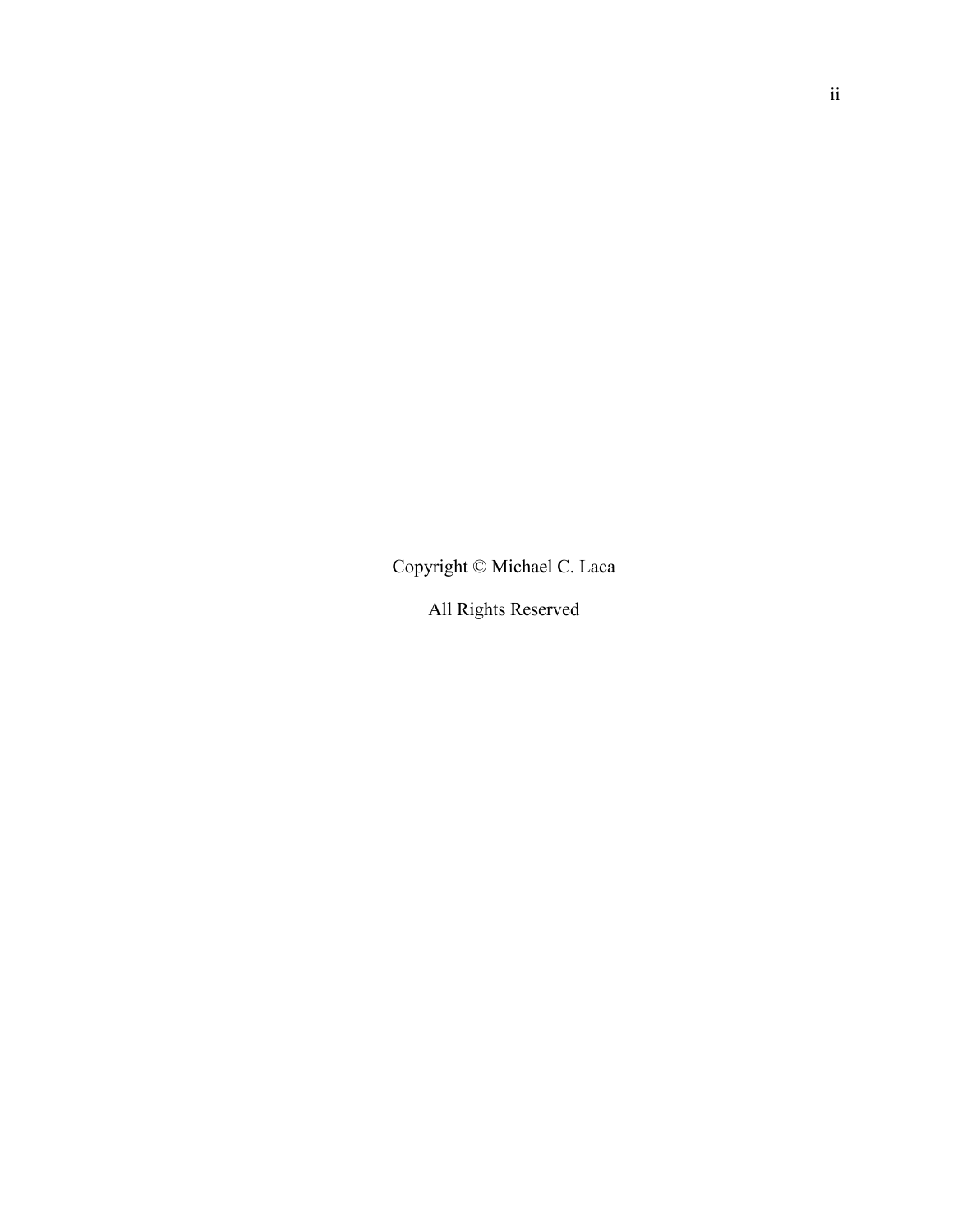Copyright © Michael C. Laca

All Rights Reserved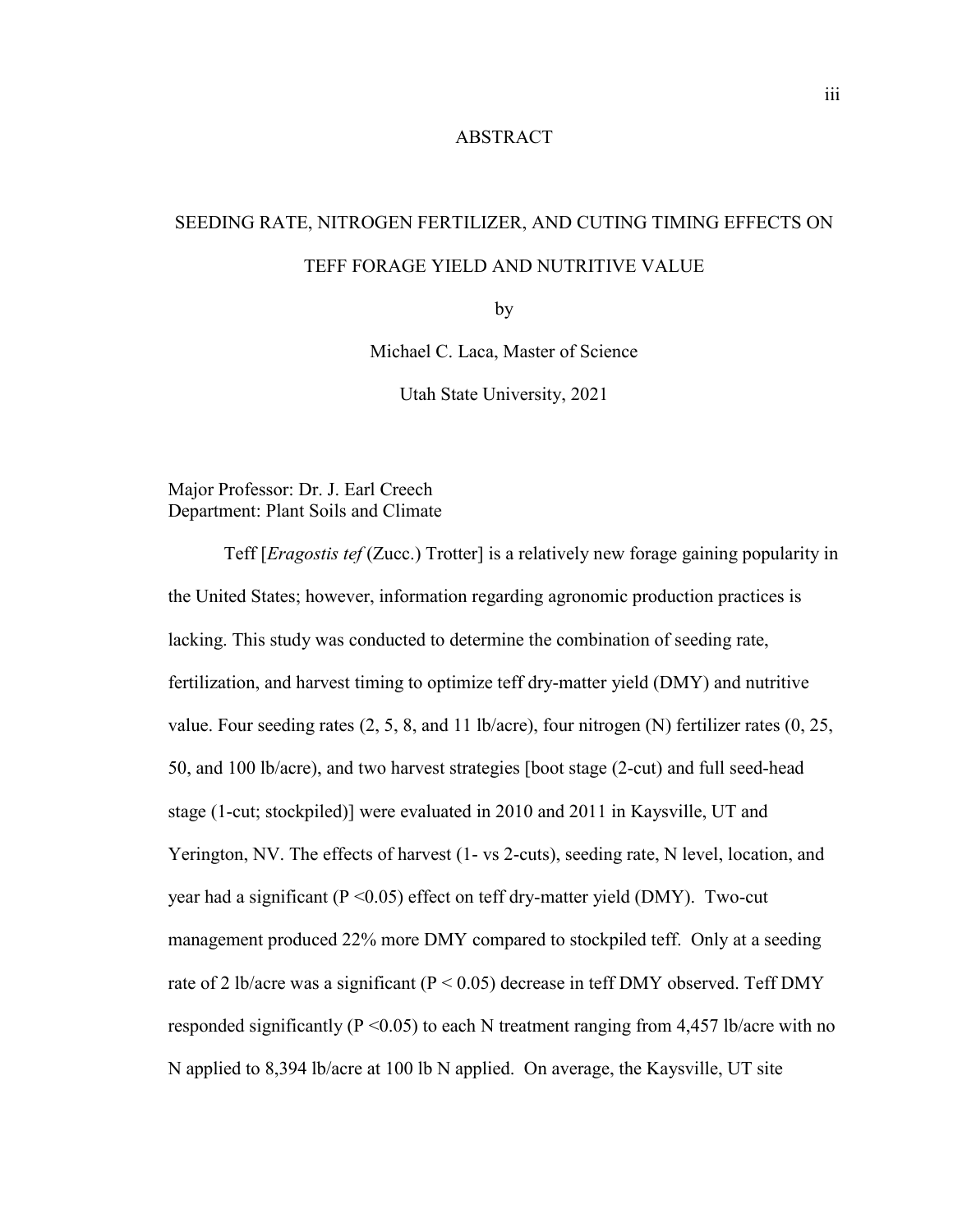# ABSTRACT

## SEEDING RATE, NITROGEN FERTILIZER, AND CUTING TIMING EFFECTS ON TEFF FORAGE YIELD AND NUTRITIVE VALUE

by

Michael C. Laca, Master of Science

Utah State University, 2021

Major Professor: Dr. J. Earl Creech
Department: Plant Soils and Climate

Teff [*Eragostis tef* (Zucc.) Trotter] is a relatively new forage gaining popularity in the United States; however, information regarding agronomic production practices is lacking. This study was conducted to determine the combination of seeding rate, fertilization, and harvest timing to optimize teff dry-matter yield (DMY) and nutritive value. Four seeding rates (2, 5, 8, and 11 lb/acre), four nitrogen (N) fertilizer rates (0, 25, 50, and 100 lb/acre), and two harvest strategies [boot stage (2-cut) and full seed-head stage (1-cut; stockpiled)] were evaluated in 2010 and 2011 in Kaysville, UT and Yerington, NV. The effects of harvest (1- vs 2-cuts), seeding rate, N level, location, and year had a significant ($P < 0.05$) effect on teff dry-matter yield (DMY). Two-cut management produced 22% more DMY compared to stockpiled teff. Only at a seeding rate of 2 lb/acre was a significant ($P < 0.05$) decrease in teff DMY observed. Teff DMY responded significantly ($P < 0.05$) to each N treatment ranging from 4,457 lb/acre with no N applied to 8,394 lb/acre at 100 lb N applied. On average, the Kaysville, UT site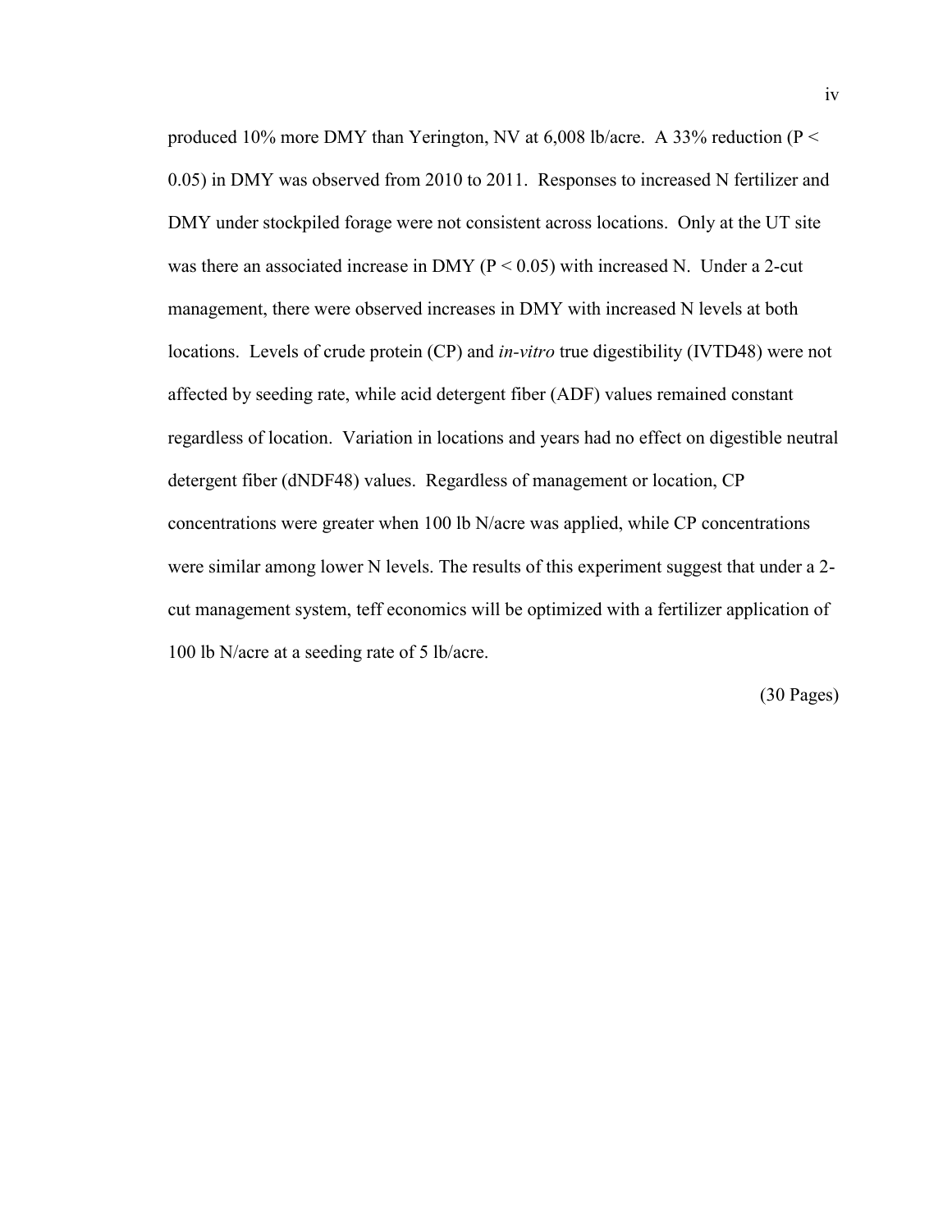produced 10% more DMY than Yerington, NV at 6,008 lb/acre. A 33% reduction ($P < 0.05$) in DMY was observed from 2010 to 2011. Responses to increased N fertilizer and DMY under stockpiled forage were not consistent across locations. Only at the UT site was there an associated increase in DMY ($P < 0.05$) with increased N. Under a 2-cut management, there were observed increases in DMY with increased N levels at both locations. Levels of crude protein (CP) and *in-vitro* true digestibility (IVTD48) were not affected by seeding rate, while acid detergent fiber (ADF) values remained constant regardless of location. Variation in locations and years had no effect on digestible neutral detergent fiber (dNDF48) values. Regardless of management or location, CP concentrations were greater when 100 lb N/acre was applied, while CP concentrations were similar among lower N levels. The results of this experiment suggest that under a 2-cut management system, teff economics will be optimized with a fertilizer application of 100 lb N/acre at a seeding rate of 5 lb/acre.

(30 Pages)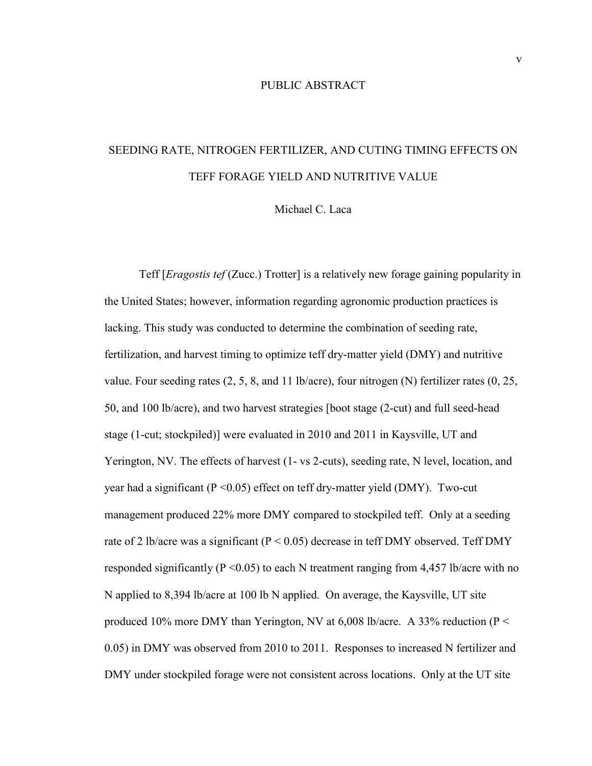# PUBLIC ABSTRACT

## SEEDING RATE, NITROGEN FERTILIZER, AND CUTING TIMING EFFECTS ON TEFF FORAGE YIELD AND NUTRITIVE VALUE

Michael C. Laca

Teff [*Eragostis tef* (Zucc.) Trotter] is a relatively new forage gaining popularity in the United States; however, information regarding agronomic production practices is lacking. This study was conducted to determine the combination of seeding rate, fertilization, and harvest timing to optimize teff dry-matter yield (DMY) and nutritive value. Four seeding rates (2, 5, 8, and 11 lb/acre), four nitrogen (N) fertilizer rates (0, 25, 50, and 100 lb/acre), and two harvest strategies [boot stage (2-cut) and full seed-head stage (1-cut; stockpiled)] were evaluated in 2010 and 2011 in Kaysville, UT and Yerington, NV. The effects of harvest (1- vs 2-cuts), seeding rate, N level, location, and year had a significant ($P < 0.05$) effect on teff dry-matter yield (DMY). Two-cut management produced 22% more DMY compared to stockpiled teff. Only at a seeding rate of 2 lb/acre was a significant ($P < 0.05$) decrease in teff DMY observed. Teff DMY responded significantly ($P < 0.05$) to each N treatment ranging from 4,457 lb/acre with no N applied to 8,394 lb/acre at 100 lb N applied. On average, the Kaysville, UT site produced 10% more DMY than Yerington, NV at 6,008 lb/acre. A 33% reduction ($P < 0.05$) in DMY was observed from 2010 to 2011. Responses to increased N fertilizer and DMY under stockpiled forage were not consistent across locations. Only at the UT site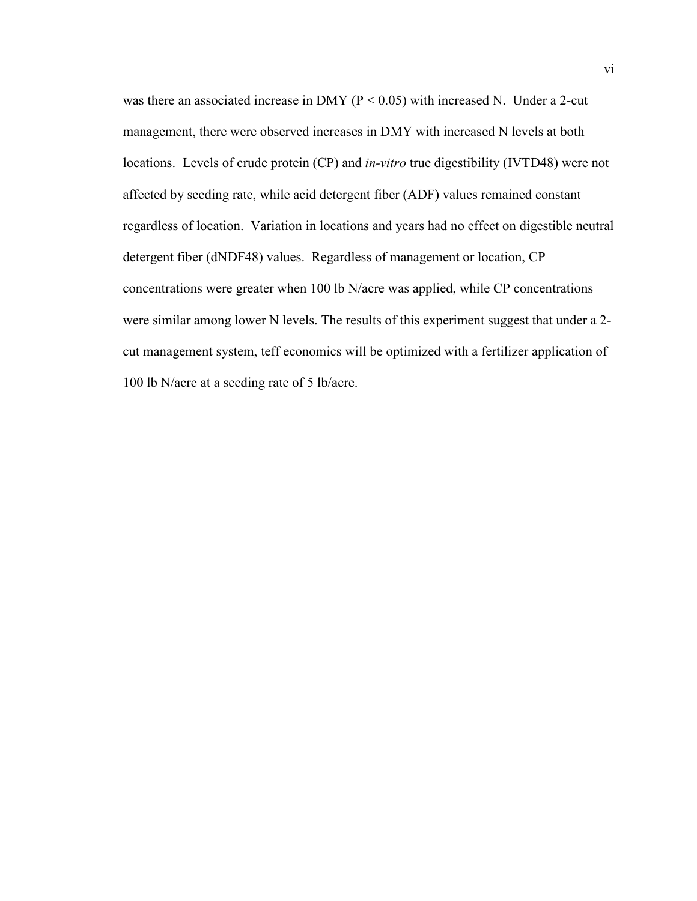was there an associated increase in DMY ($P < 0.05$) with increased N. Under a 2-cut management, there were observed increases in DMY with increased N levels at both locations. Levels of crude protein (CP) and *in-vitro* true digestibility (IVTD48) were not affected by seeding rate, while acid detergent fiber (ADF) values remained constant regardless of location. Variation in locations and years had no effect on digestible neutral detergent fiber (dNDF48) values. Regardless of management or location, CP concentrations were greater when 100 lb N/acre was applied, while CP concentrations were similar among lower N levels. The results of this experiment suggest that under a 2-cut management system, teff economics will be optimized with a fertilizer application of 100 lb N/acre at a seeding rate of 5 lb/acre.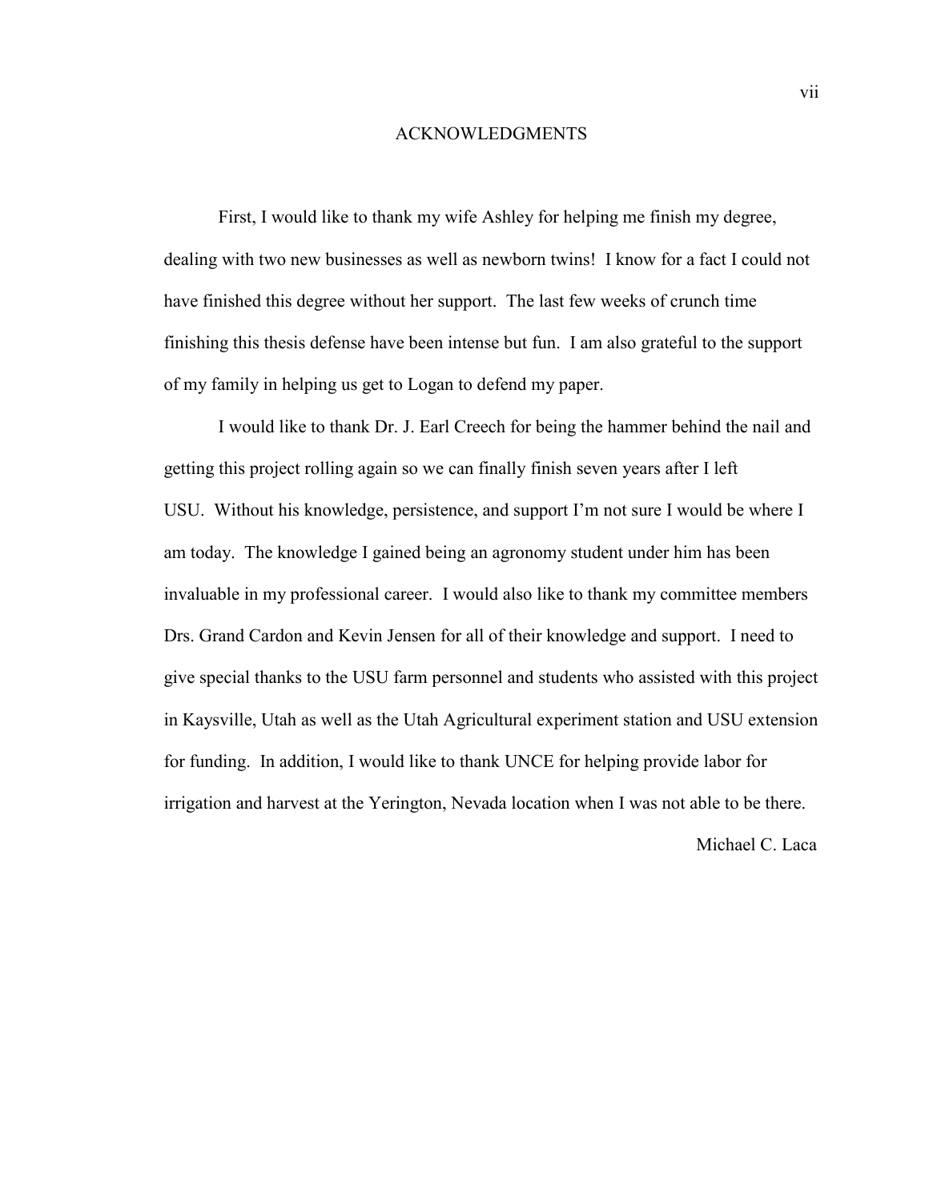## ACKNOWLEDGMENTS

First, I would like to thank my wife Ashley for helping me finish my degree, dealing with two new businesses as well as newborn twins! I know for a fact I could not have finished this degree without her support. The last few weeks of crunch time finishing this thesis defense have been intense but fun. I am also grateful to the support of my family in helping us get to Logan to defend my paper.

I would like to thank Dr. J. Earl Creech for being the hammer behind the nail and getting this project rolling again so we can finally finish seven years after I left USU. Without his knowledge, persistence, and support I'm not sure I would be where I am today. The knowledge I gained being an agronomy student under him has been invaluable in my professional career. I would also like to thank my committee members Drs. Grand Cardon and Kevin Jensen for all of their knowledge and support. I need to give special thanks to the USU farm personnel and students who assisted with this project in Kaysville, Utah as well as the Utah Agricultural experiment station and USU extension for funding. In addition, I would like to thank UNCE for helping provide labor for irrigation and harvest at the Yerington, Nevada location when I was not able to be there.

Michael C. Laca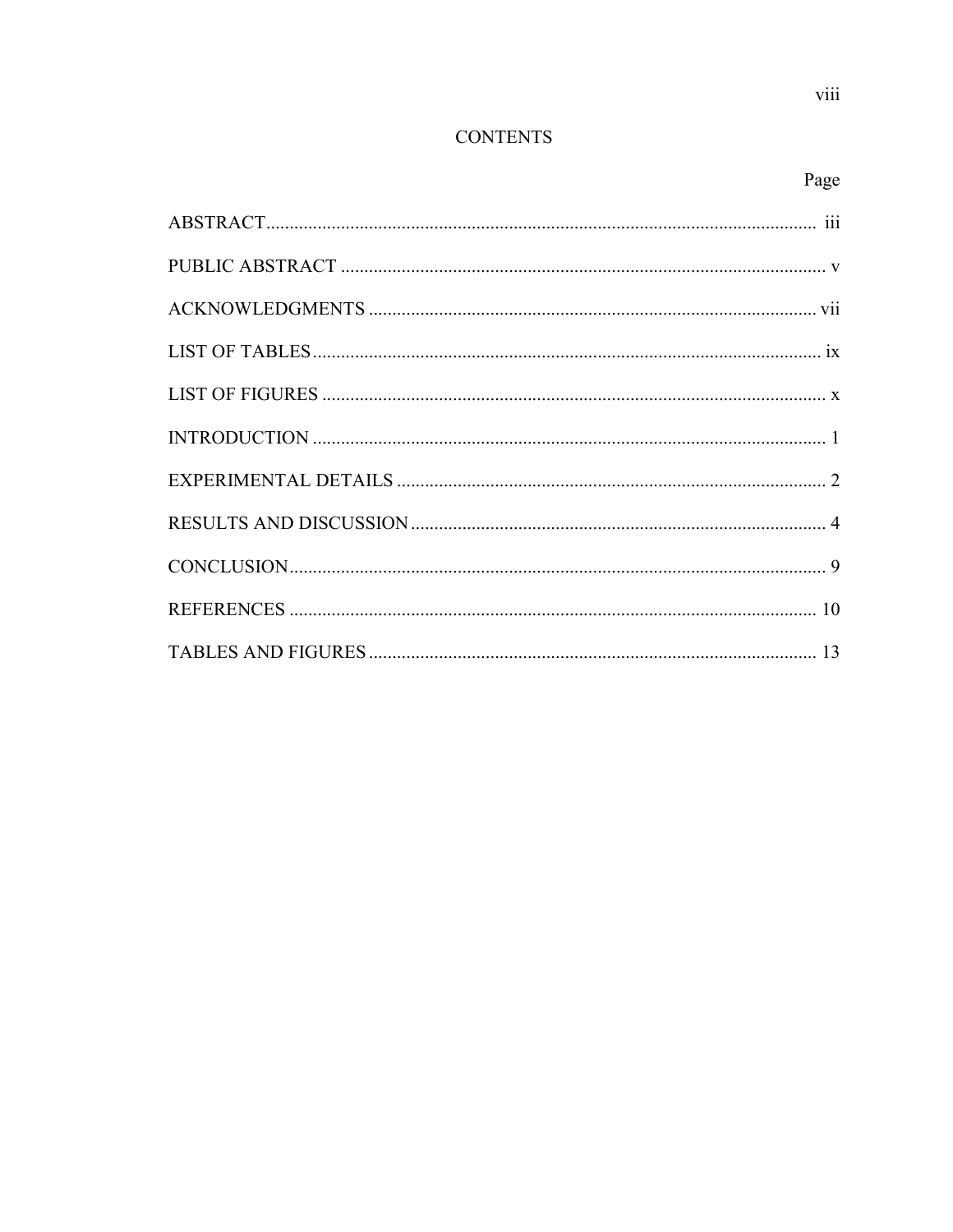# CONTENTS

| | Page |
|---|---|
| ABSTRACT | iii |
| PUBLIC ABSTRACT | v |
| ACKNOWLEDGMENTS | vii |
| LIST OF TABLES | ix |
| LIST OF FIGURES | x |
| INTRODUCTION | 1 |
| EXPERIMENTAL DETAILS | 2 |
| RESULTS AND DISCUSSION | 4 |
| CONCLUSION | 9 |
| REFERENCES | 10 |
| TABLES AND FIGURES | 13 |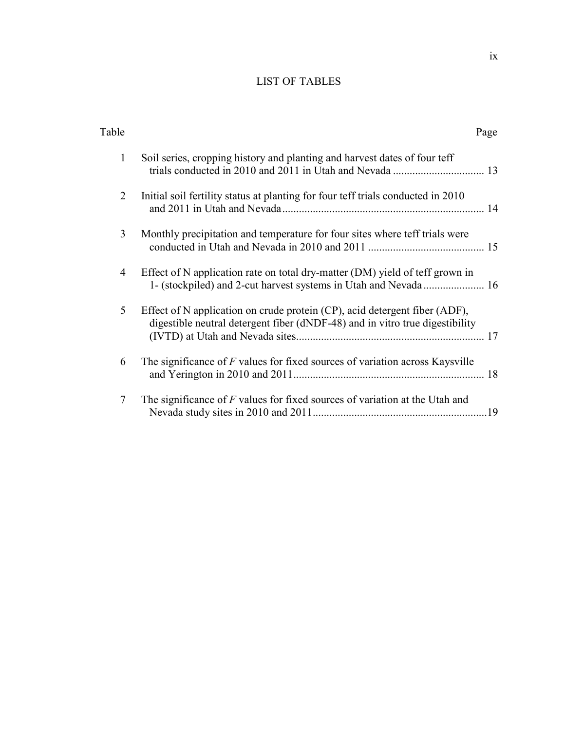# LIST OF TABLES

| Table | | Page |
|---|---|---|
| 1 | Soil series, cropping history and planting and harvest dates of four teff trials conducted in 2010 and 2011 in Utah and Nevada | 13 |
| 2 | Initial soil fertility status at planting for four teff trials conducted in 2010 and 2011 in Utah and Nevada | 14 |
| 3 | Monthly precipitation and temperature for four sites where teff trials were conducted in Utah and Nevada in 2010 and 2011 | 15 |
| 4 | Effect of N application rate on total dry-matter (DM) yield of teff grown in 1- (stockpiled) and 2-cut harvest systems in Utah and Nevada | 16 |
| 5 | Effect of N application on crude protein (CP), acid detergent fiber (ADF), digestible neutral detergent fiber (dNDF-48) and in vitro true digestibility (IVTD) at Utah and Nevada sites | 17 |
| 6 | The significance of *F* values for fixed sources of variation across Kaysville and Yerington in 2010 and 2011 | 18 |
| 7 | The significance of *F* values for fixed sources of variation at the Utah and Nevada study sites in 2010 and 2011 | 19 |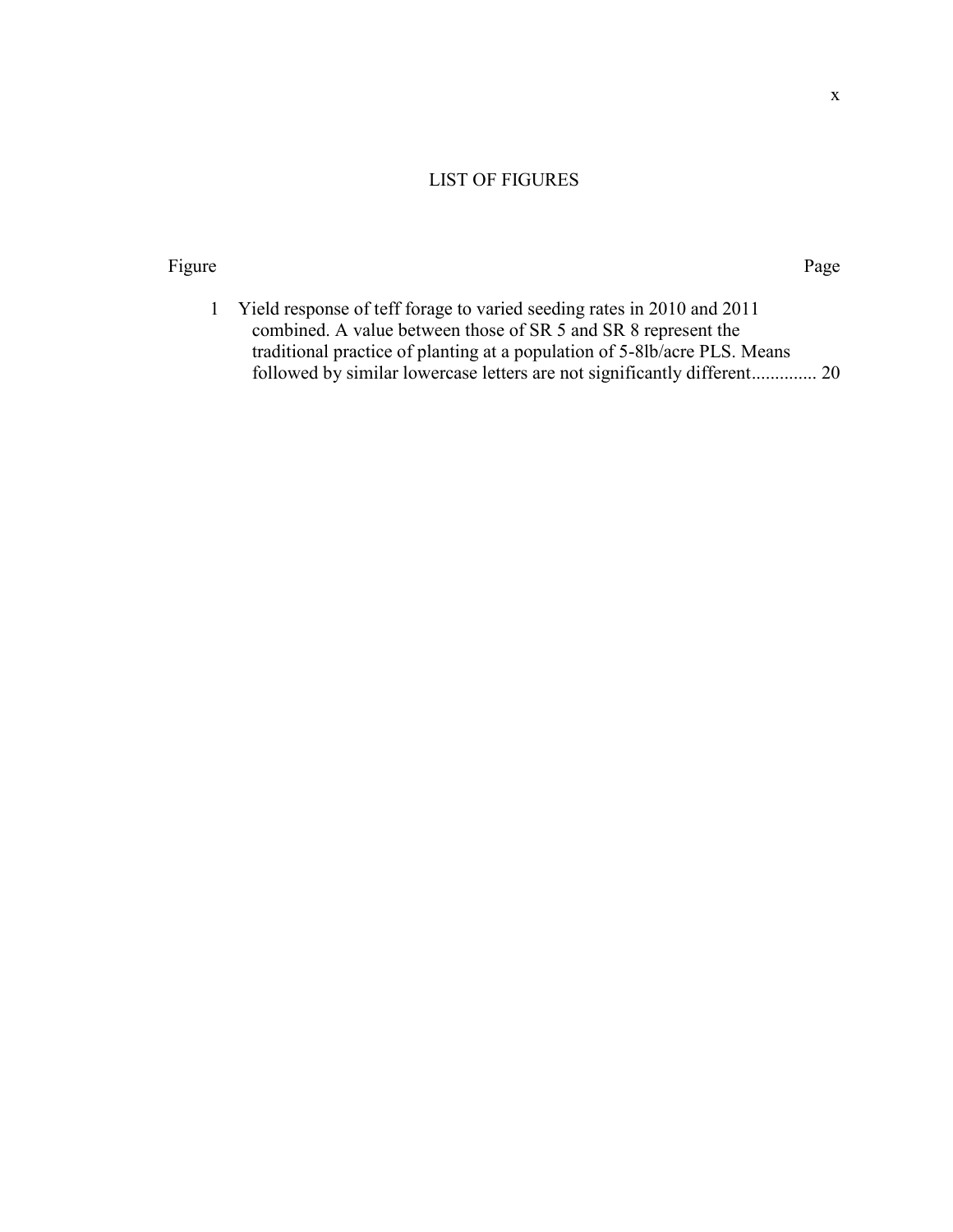# LIST OF FIGURES

| Figure | | Page |
|---|---|---|
| 1 | Yield response of teff forage to varied seeding rates in 2010 and 2011 combined. A value between those of SR 5 and SR 8 represent the traditional practice of planting at a population of 5-8lb/acre PLS. Means followed by similar lowercase letters are not significantly different | 20 |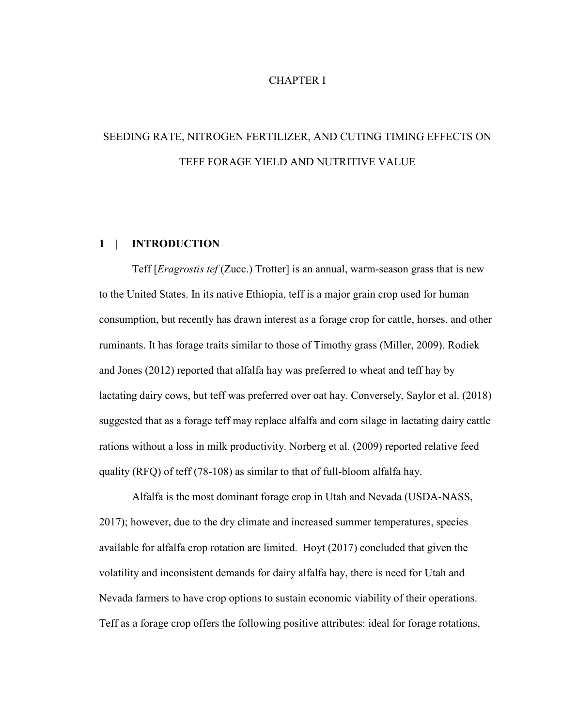# CHAPTER I

## SEEDING RATE, NITROGEN FERTILIZER, AND CUTING TIMING EFFECTS ON TEFF FORAGE YIELD AND NUTRITIVE VALUE

### 1 | INTRODUCTION

Teff [*Eragrostis tef* (Zucc.) Trotter] is an annual, warm-season grass that is new to the United States. In its native Ethiopia, teff is a major grain crop used for human consumption, but recently has drawn interest as a forage crop for cattle, horses, and other ruminants. It has forage traits similar to those of Timothy grass (Miller, 2009). Rodiek and Jones (2012) reported that alfalfa hay was preferred to wheat and teff hay by lactating dairy cows, but teff was preferred over oat hay. Conversely, Saylor et al. (2018) suggested that as a forage teff may replace alfalfa and corn silage in lactating dairy cattle rations without a loss in milk productivity. Norberg et al. (2009) reported relative feed quality (RFQ) of teff (78-108) as similar to that of full-bloom alfalfa hay.

Alfalfa is the most dominant forage crop in Utah and Nevada (USDA-NASS, 2017); however, due to the dry climate and increased summer temperatures, species available for alfalfa crop rotation are limited. Hoyt (2017) concluded that given the volatility and inconsistent demands for dairy alfalfa hay, there is need for Utah and Nevada farmers to have crop options to sustain economic viability of their operations. Teff as a forage crop offers the following positive attributes: ideal for forage rotations,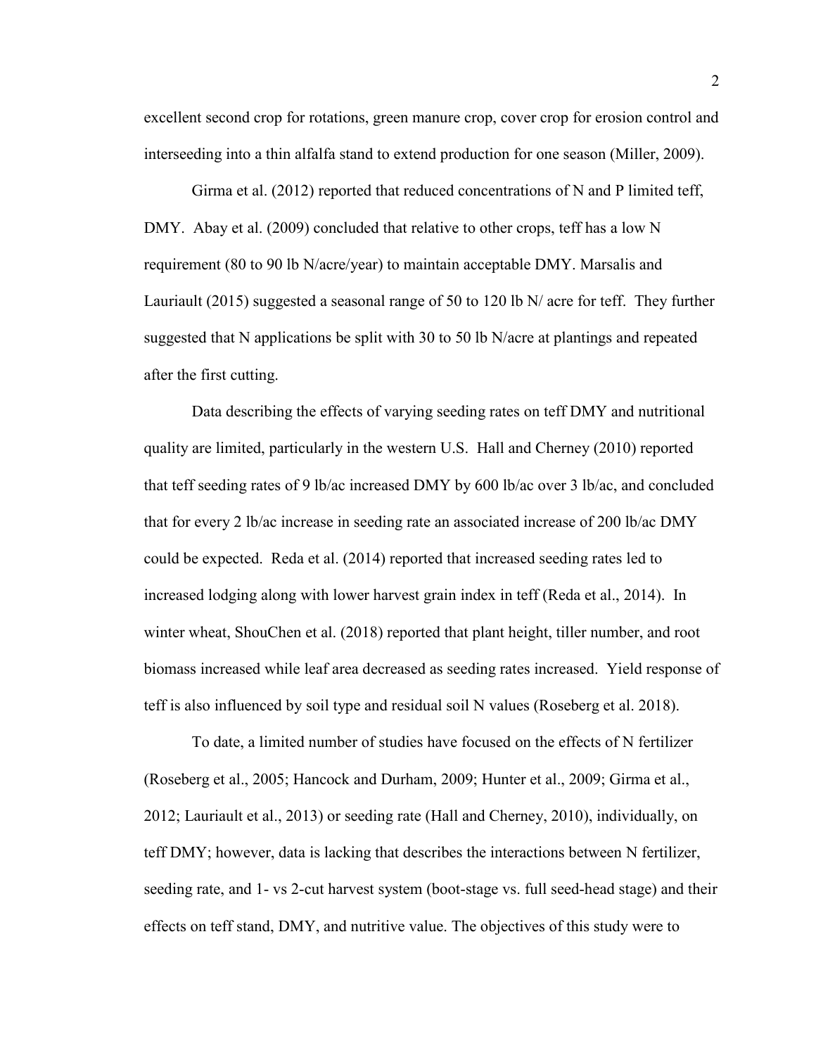excellent second crop for rotations, green manure crop, cover crop for erosion control and interseeding into a thin alfalfa stand to extend production for one season (Miller, 2009).

Girma et al. (2012) reported that reduced concentrations of N and P limited teff, DMY. Abay et al. (2009) concluded that relative to other crops, teff has a low N requirement (80 to 90 lb N/acre/year) to maintain acceptable DMY. Marsalis and Lauriault (2015) suggested a seasonal range of 50 to 120 lb N/ acre for teff. They further suggested that N applications be split with 30 to 50 lb N/acre at plantings and repeated after the first cutting.

Data describing the effects of varying seeding rates on teff DMY and nutritional quality are limited, particularly in the western U.S. Hall and Cherney (2010) reported that teff seeding rates of 9 lb/ac increased DMY by 600 lb/ac over 3 lb/ac, and concluded that for every 2 lb/ac increase in seeding rate an associated increase of 200 lb/ac DMY could be expected. Reda et al. (2014) reported that increased seeding rates led to increased lodging along with lower harvest grain index in teff (Reda et al., 2014). In winter wheat, ShouChen et al. (2018) reported that plant height, tiller number, and root biomass increased while leaf area decreased as seeding rates increased. Yield response of teff is also influenced by soil type and residual soil N values (Roseberg et al. 2018).

To date, a limited number of studies have focused on the effects of N fertilizer (Roseberg et al., 2005; Hancock and Durham, 2009; Hunter et al., 2009; Girma et al., 2012; Lauriault et al., 2013) or seeding rate (Hall and Cherney, 2010), individually, on teff DMY; however, data is lacking that describes the interactions between N fertilizer, seeding rate, and 1- vs 2-cut harvest system (boot-stage vs. full seed-head stage) and their effects on teff stand, DMY, and nutritive value. The objectives of this study were to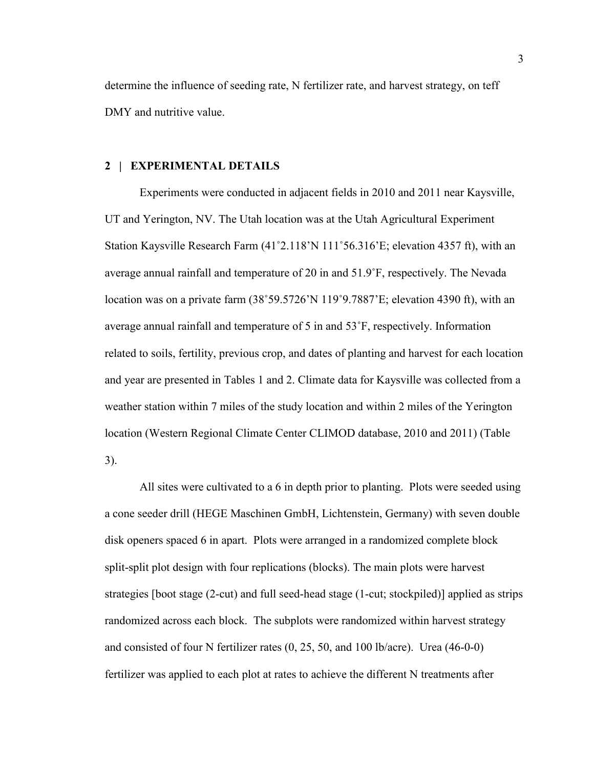determine the influence of seeding rate, N fertilizer rate, and harvest strategy, on teff DMY and nutritive value.

## 2 | EXPERIMENTAL DETAILS

Experiments were conducted in adjacent fields in 2010 and 2011 near Kaysville, UT and Yerington, NV. The Utah location was at the Utah Agricultural Experiment Station Kaysville Research Farm (41˚2.118'N 111˚56.316'E; elevation 4357 ft), with an average annual rainfall and temperature of 20 in and 51.9˚F, respectively. The Nevada location was on a private farm (38˚59.5726'N 119˚9.7887'E; elevation 4390 ft), with an average annual rainfall and temperature of 5 in and 53˚F, respectively. Information related to soils, fertility, previous crop, and dates of planting and harvest for each location and year are presented in Tables 1 and 2. Climate data for Kaysville was collected from a weather station within 7 miles of the study location and within 2 miles of the Yerington location (Western Regional Climate Center CLIMOD database, 2010 and 2011) (Table 3).

All sites were cultivated to a 6 in depth prior to planting. Plots were seeded using a cone seeder drill (HEGE Maschinen GmbH, Lichtenstein, Germany) with seven double disk openers spaced 6 in apart. Plots were arranged in a randomized complete block split-split plot design with four replications (blocks). The main plots were harvest strategies [boot stage (2-cut) and full seed-head stage (1-cut; stockpiled)] applied as strips randomized across each block. The subplots were randomized within harvest strategy and consisted of four N fertilizer rates (0, 25, 50, and 100 lb/acre). Urea (46-0-0) fertilizer was applied to each plot at rates to achieve the different N treatments after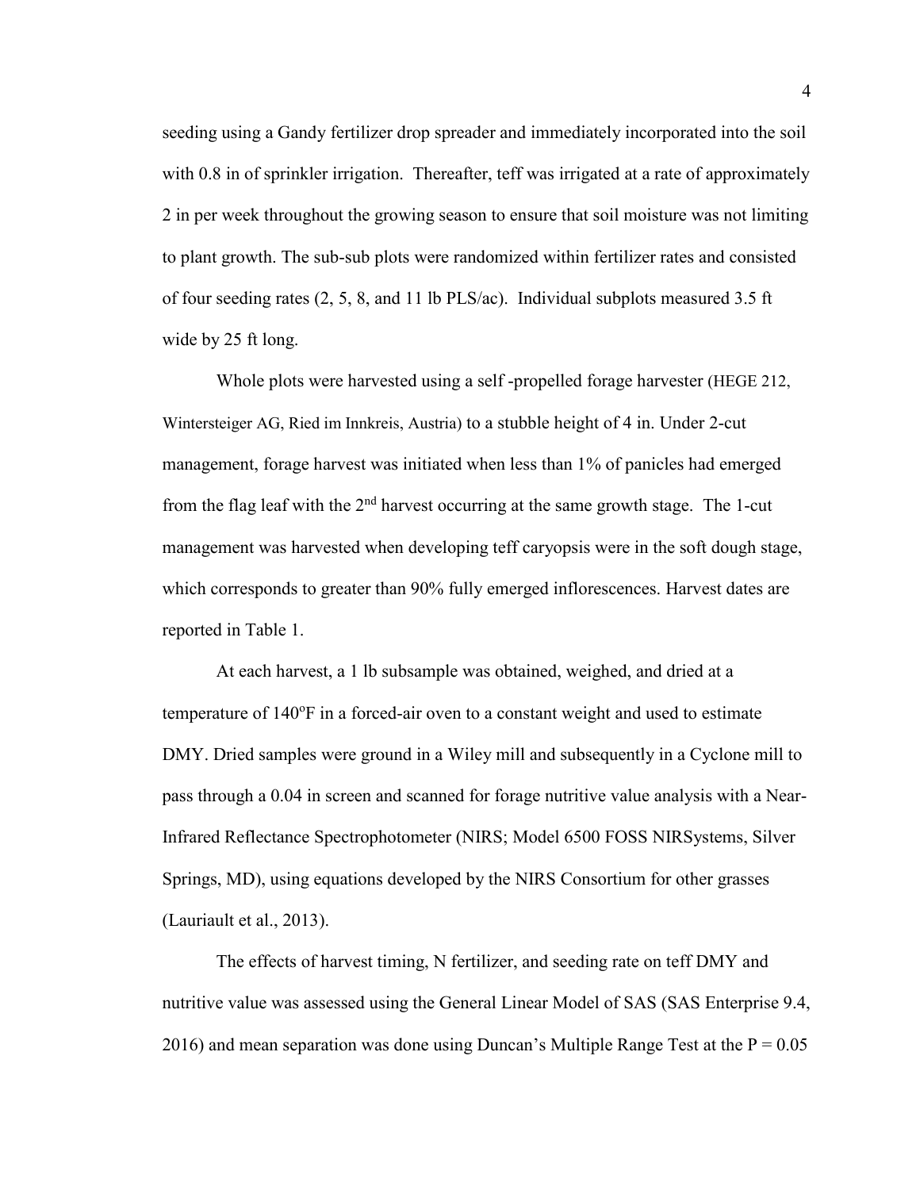seeding using a Gandy fertilizer drop spreader and immediately incorporated into the soil with 0.8 in of sprinkler irrigation. Thereafter, teff was irrigated at a rate of approximately 2 in per week throughout the growing season to ensure that soil moisture was not limiting to plant growth. The sub-sub plots were randomized within fertilizer rates and consisted of four seeding rates (2, 5, 8, and 11 lb PLS/ac). Individual subplots measured 3.5 ft wide by 25 ft long.

Whole plots were harvested using a self -propelled forage harvester (HEGE 212, Wintersteiger AG, Ried im Innkreis, Austria) to a stubble height of 4 in. Under 2-cut management, forage harvest was initiated when less than 1% of panicles had emerged from the flag leaf with the 2nd harvest occurring at the same growth stage. The 1-cut management was harvested when developing teff caryopsis were in the soft dough stage, which corresponds to greater than 90% fully emerged inflorescences. Harvest dates are reported in Table 1.

At each harvest, a 1 lb subsample was obtained, weighed, and dried at a temperature of 140°F in a forced-air oven to a constant weight and used to estimate DMY. Dried samples were ground in a Wiley mill and subsequently in a Cyclone mill to pass through a 0.04 in screen and scanned for forage nutritive value analysis with a Near-Infrared Reflectance Spectrophotometer (NIRS; Model 6500 FOSS NIRSystems, Silver Springs, MD), using equations developed by the NIRS Consortium for other grasses (Lauriault et al., 2013).

The effects of harvest timing, N fertilizer, and seeding rate on teff DMY and nutritive value was assessed using the General Linear Model of SAS (SAS Enterprise 9.4, 2016) and mean separation was done using Duncan's Multiple Range Test at the $P = 0.05$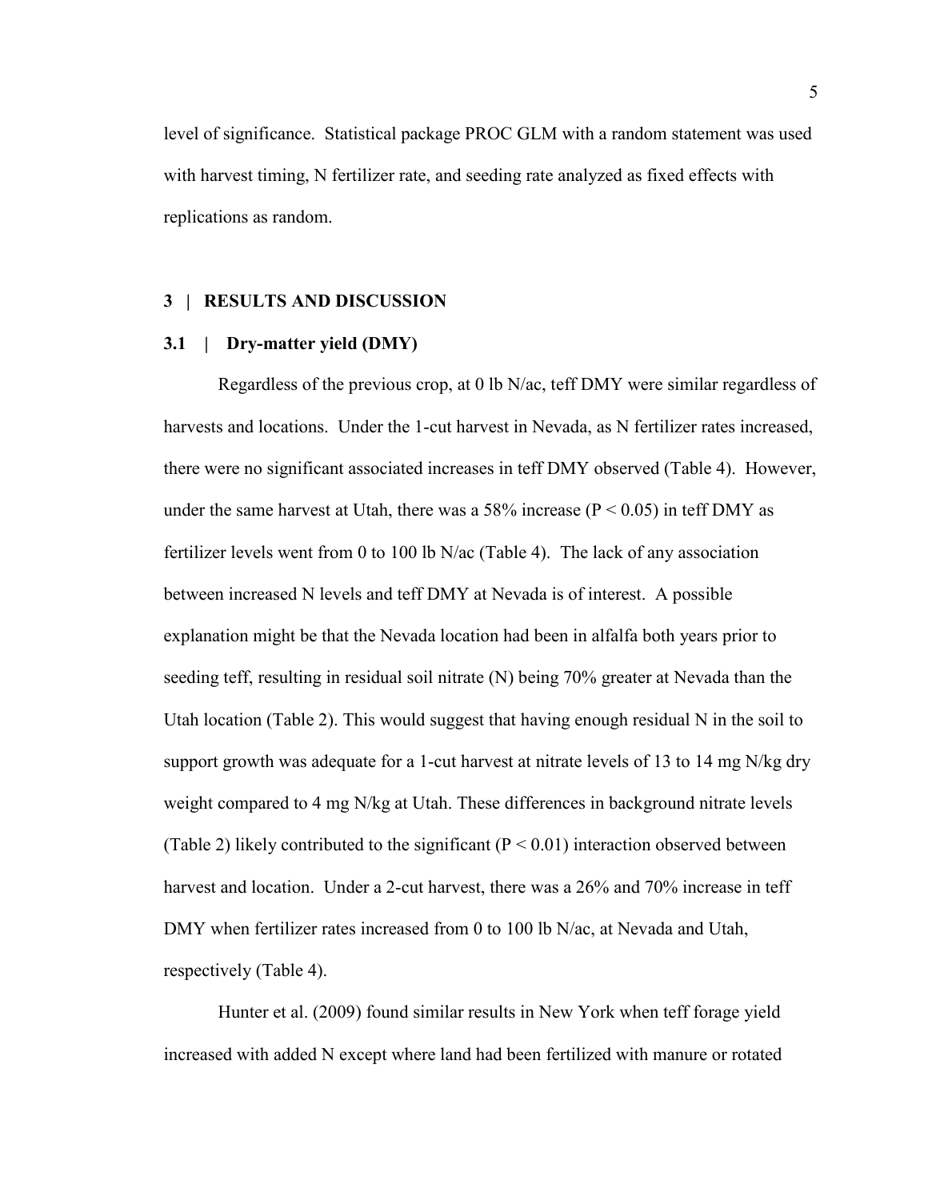level of significance. Statistical package PROC GLM with a random statement was used with harvest timing, N fertilizer rate, and seeding rate analyzed as fixed effects with replications as random.

## 3 | RESULTS AND DISCUSSION

### 3.1 | Dry-matter yield (DMY)

Regardless of the previous crop, at 0 lb N/ac, teff DMY were similar regardless of harvests and locations. Under the 1-cut harvest in Nevada, as N fertilizer rates increased, there were no significant associated increases in teff DMY observed (Table 4). However, under the same harvest at Utah, there was a 58% increase ($P < 0.05$) in teff DMY as fertilizer levels went from 0 to 100 lb N/ac (Table 4). The lack of any association between increased N levels and teff DMY at Nevada is of interest. A possible explanation might be that the Nevada location had been in alfalfa both years prior to seeding teff, resulting in residual soil nitrate (N) being 70% greater at Nevada than the Utah location (Table 2). This would suggest that having enough residual N in the soil to support growth was adequate for a 1-cut harvest at nitrate levels of 13 to 14 mg N/kg dry weight compared to 4 mg N/kg at Utah. These differences in background nitrate levels (Table 2) likely contributed to the significant ($P < 0.01$) interaction observed between harvest and location. Under a 2-cut harvest, there was a 26% and 70% increase in teff DMY when fertilizer rates increased from 0 to 100 lb N/ac, at Nevada and Utah, respectively (Table 4).

Hunter et al. (2009) found similar results in New York when teff forage yield increased with added N except where land had been fertilized with manure or rotated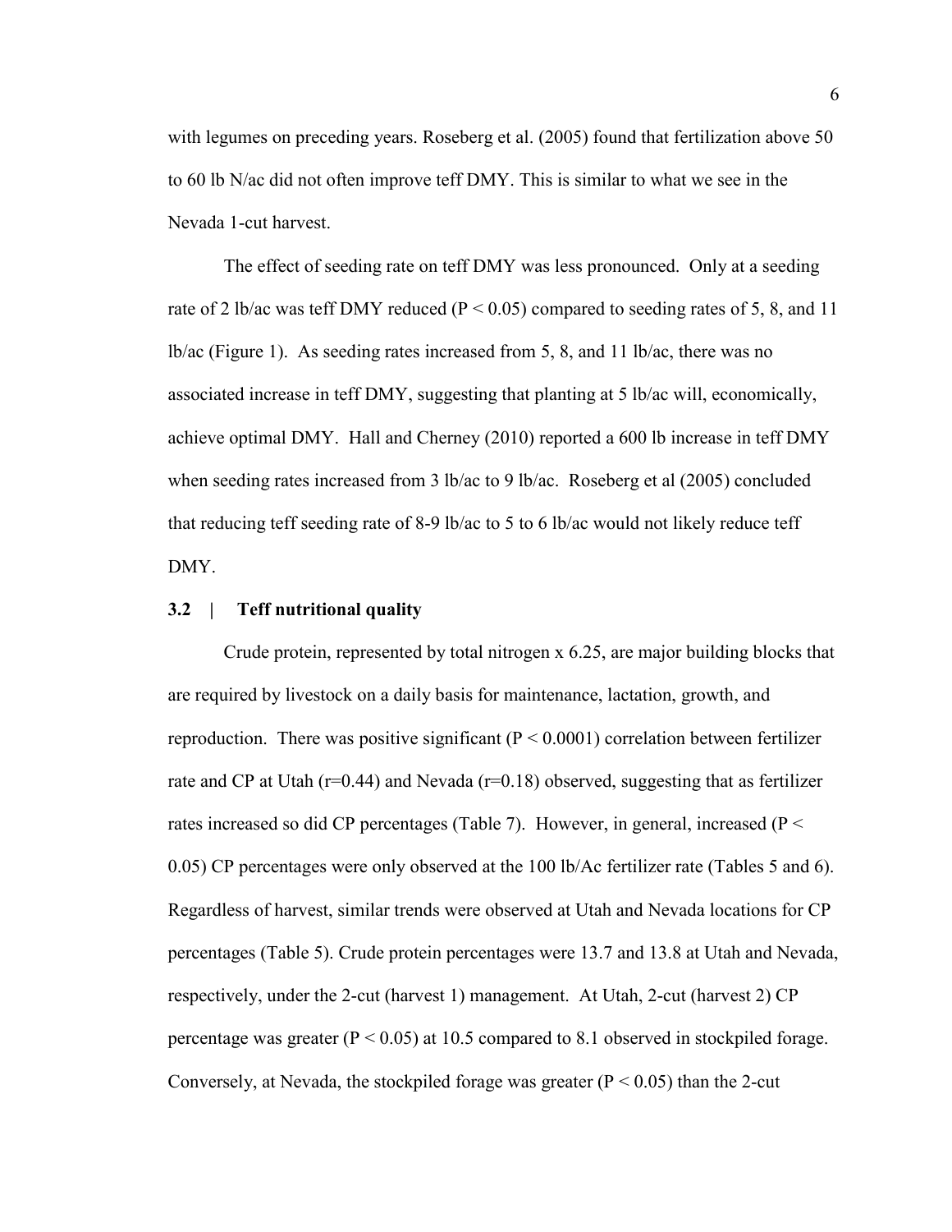with legumes on preceding years. Roseberg et al. (2005) found that fertilization above 50 to 60 lb N/ac did not often improve teff DMY. This is similar to what we see in the Nevada 1-cut harvest.

The effect of seeding rate on teff DMY was less pronounced. Only at a seeding rate of 2 lb/ac was teff DMY reduced ($P < 0.05$) compared to seeding rates of 5, 8, and 11 lb/ac (Figure 1). As seeding rates increased from 5, 8, and 11 lb/ac, there was no associated increase in teff DMY, suggesting that planting at 5 lb/ac will, economically, achieve optimal DMY. Hall and Cherney (2010) reported a 600 lb increase in teff DMY when seeding rates increased from 3 lb/ac to 9 lb/ac. Roseberg et al (2005) concluded that reducing teff seeding rate of 8-9 lb/ac to 5 to 6 lb/ac would not likely reduce teff DMY.

### 3.2 | Teff nutritional quality

Crude protein, represented by total nitrogen x 6.25, are major building blocks that are required by livestock on a daily basis for maintenance, lactation, growth, and reproduction. There was positive significant ($P < 0.0001$) correlation between fertilizer rate and CP at Utah ($r$=0.44) and Nevada ($r$=0.18) observed, suggesting that as fertilizer rates increased so did CP percentages (Table 7). However, in general, increased ($P < 0.05$) CP percentages were only observed at the 100 lb/Ac fertilizer rate (Tables 5 and 6). Regardless of harvest, similar trends were observed at Utah and Nevada locations for CP percentages (Table 5). Crude protein percentages were 13.7 and 13.8 at Utah and Nevada, respectively, under the 2-cut (harvest 1) management. At Utah, 2-cut (harvest 2) CP percentage was greater ($P < 0.05$) at 10.5 compared to 8.1 observed in stockpiled forage. Conversely, at Nevada, the stockpiled forage was greater ($P < 0.05$) than the 2-cut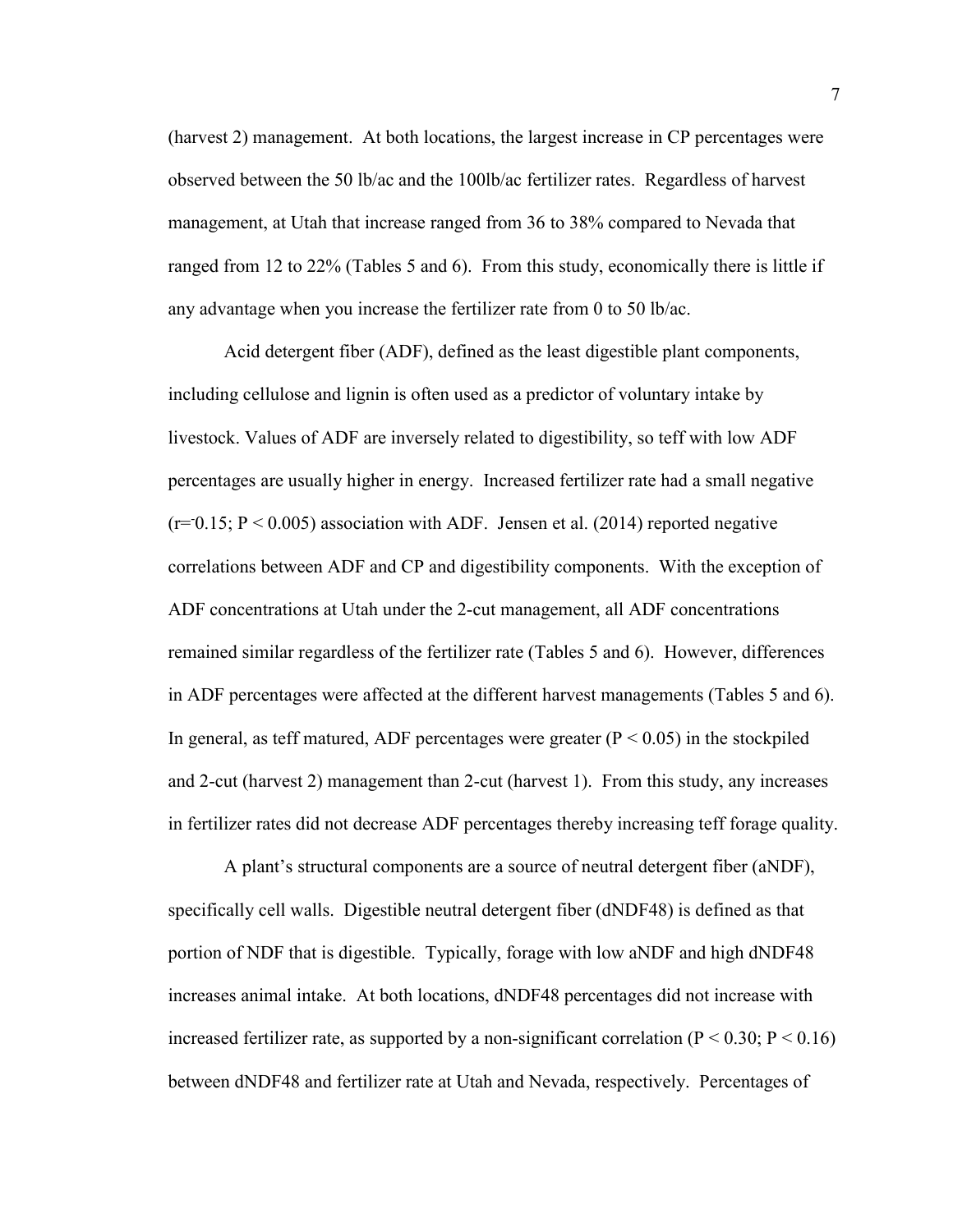(harvest 2) management. At both locations, the largest increase in CP percentages were observed between the 50 lb/ac and the 100lb/ac fertilizer rates. Regardless of harvest management, at Utah that increase ranged from 36 to 38% compared to Nevada that ranged from 12 to 22% (Tables 5 and 6). From this study, economically there is little if any advantage when you increase the fertilizer rate from 0 to 50 lb/ac.

Acid detergent fiber (ADF), defined as the least digestible plant components, including cellulose and lignin is often used as a predictor of voluntary intake by livestock. Values of ADF are inversely related to digestibility, so teff with low ADF percentages are usually higher in energy. Increased fertilizer rate had a small negative ($r = ^{-}0.15$; $P < 0.005$) association with ADF. Jensen et al. (2014) reported negative correlations between ADF and CP and digestibility components. With the exception of ADF concentrations at Utah under the 2-cut management, all ADF concentrations remained similar regardless of the fertilizer rate (Tables 5 and 6). However, differences in ADF percentages were affected at the different harvest managements (Tables 5 and 6). In general, as teff matured, ADF percentages were greater ($P < 0.05$) in the stockpiled and 2-cut (harvest 2) management than 2-cut (harvest 1). From this study, any increases in fertilizer rates did not decrease ADF percentages thereby increasing teff forage quality.

A plant's structural components are a source of neutral detergent fiber (aNDF), specifically cell walls. Digestible neutral detergent fiber (dNDF48) is defined as that portion of NDF that is digestible. Typically, forage with low aNDF and high dNDF48 increases animal intake. At both locations, dNDF48 percentages did not increase with increased fertilizer rate, as supported by a non-significant correlation ($P < 0.30$; $P < 0.16$) between dNDF48 and fertilizer rate at Utah and Nevada, respectively. Percentages of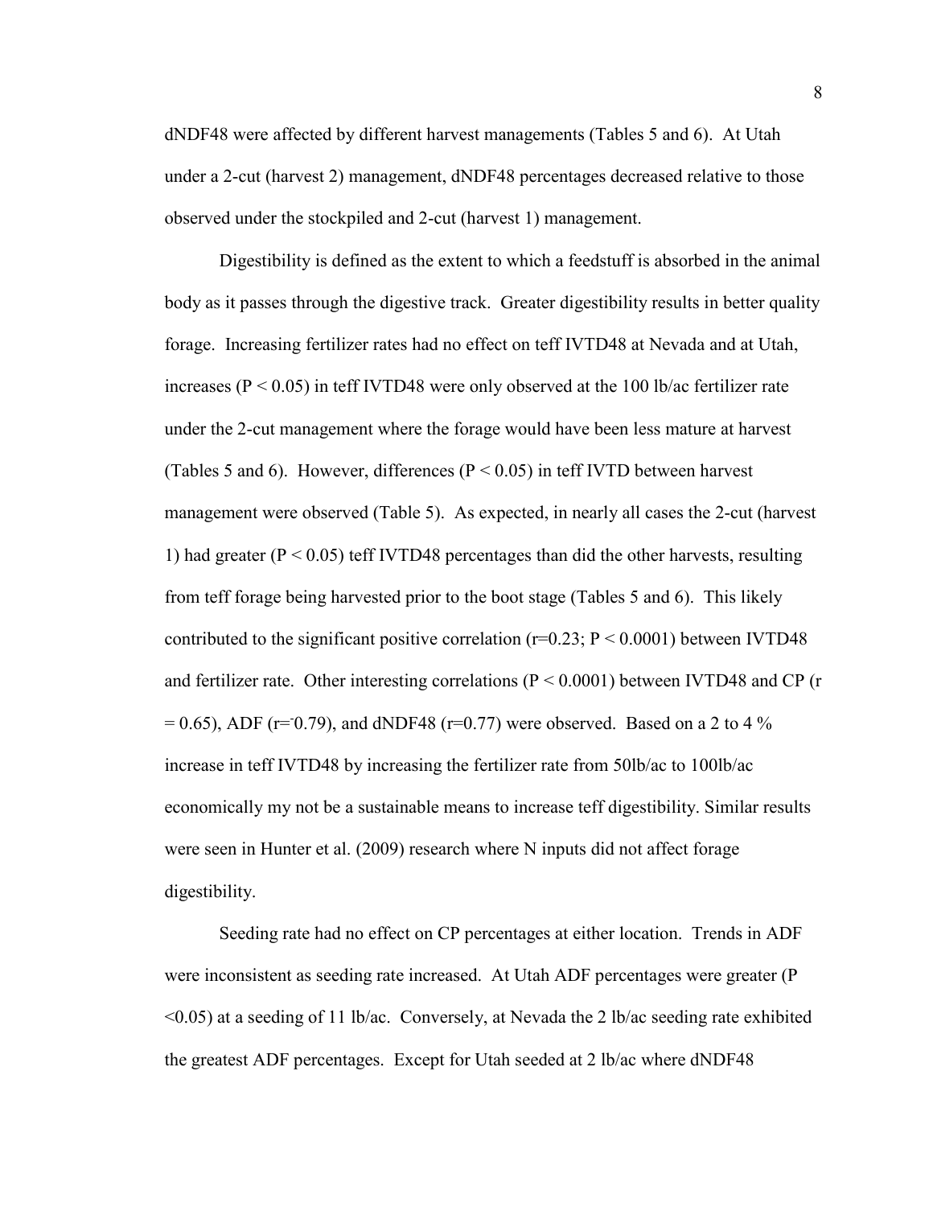dNDF48 were affected by different harvest managements (Tables 5 and 6). At Utah under a 2-cut (harvest 2) management, dNDF48 percentages decreased relative to those observed under the stockpiled and 2-cut (harvest 1) management.

Digestibility is defined as the extent to which a feedstuff is absorbed in the animal body as it passes through the digestive track. Greater digestibility results in better quality forage. Increasing fertilizer rates had no effect on teff IVTD48 at Nevada and at Utah, increases ($P < 0.05$) in teff IVTD48 were only observed at the 100 lb/ac fertilizer rate under the 2-cut management where the forage would have been less mature at harvest (Tables 5 and 6). However, differences ($P < 0.05$) in teff IVTD between harvest management were observed (Table 5). As expected, in nearly all cases the 2-cut (harvest 1) had greater ($P < 0.05$) teff IVTD48 percentages than did the other harvests, resulting from teff forage being harvested prior to the boot stage (Tables 5 and 6). This likely contributed to the significant positive correlation ($r$=0.23; $P < 0.0001$) between IVTD48 and fertilizer rate. Other interesting correlations ($P < 0.0001$) between IVTD48 and CP ($r$ = 0.65), ADF ($r$=-0.79), and dNDF48 ($r$=0.77) were observed. Based on a 2 to 4 % increase in teff IVTD48 by increasing the fertilizer rate from 50lb/ac to 100lb/ac economically my not be a sustainable means to increase teff digestibility. Similar results were seen in Hunter et al. (2009) research where N inputs did not affect forage digestibility.

Seeding rate had no effect on CP percentages at either location. Trends in ADF were inconsistent as seeding rate increased. At Utah ADF percentages were greater ($P < 0.05$) at a seeding of 11 lb/ac. Conversely, at Nevada the 2 lb/ac seeding rate exhibited the greatest ADF percentages. Except for Utah seeded at 2 lb/ac where dNDF48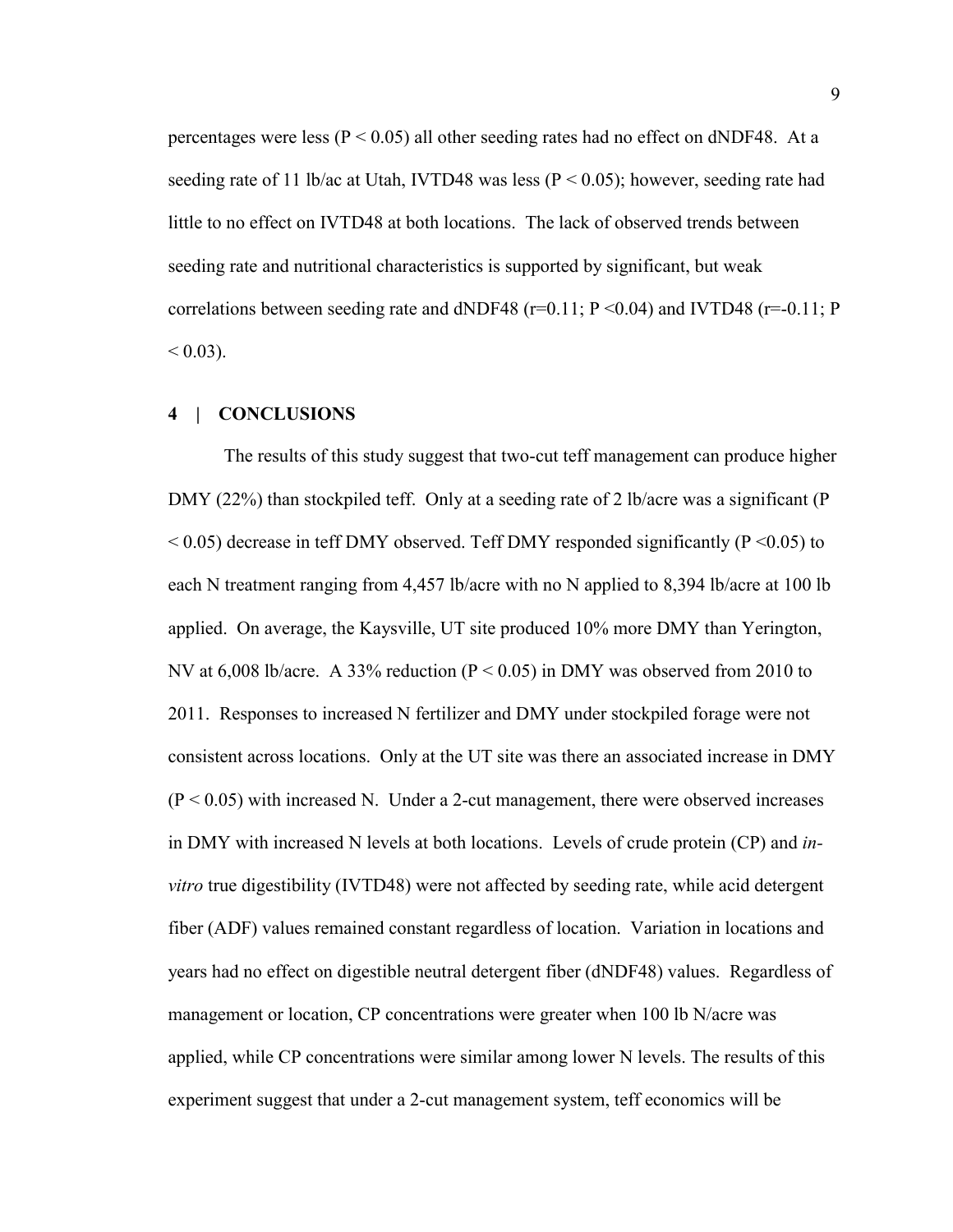percentages were less ($P < 0.05$) all other seeding rates had no effect on dNDF48. At a seeding rate of 11 lb/ac at Utah, IVTD48 was less ($P < 0.05$); however, seeding rate had little to no effect on IVTD48 at both locations. The lack of observed trends between seeding rate and nutritional characteristics is supported by significant, but weak correlations between seeding rate and dNDF48 ($r=0.11$; $P < 0.04$) and IVTD48 ($r=-0.11$; $P < 0.03$).

## 4 | CONCLUSIONS

The results of this study suggest that two-cut teff management can produce higher DMY (22%) than stockpiled teff. Only at a seeding rate of 2 lb/acre was a significant ($P < 0.05$) decrease in teff DMY observed. Teff DMY responded significantly ($P < 0.05$) to each N treatment ranging from 4,457 lb/acre with no N applied to 8,394 lb/acre at 100 lb applied. On average, the Kaysville, UT site produced 10% more DMY than Yerington, NV at 6,008 lb/acre. A 33% reduction ($P < 0.05$) in DMY was observed from 2010 to 2011. Responses to increased N fertilizer and DMY under stockpiled forage were not consistent across locations. Only at the UT site was there an associated increase in DMY ($P < 0.05$) with increased N. Under a 2-cut management, there were observed increases in DMY with increased N levels at both locations. Levels of crude protein (CP) and *in-vitro* true digestibility (IVTD48) were not affected by seeding rate, while acid detergent fiber (ADF) values remained constant regardless of location. Variation in locations and years had no effect on digestible neutral detergent fiber (dNDF48) values. Regardless of management or location, CP concentrations were greater when 100 lb N/acre was applied, while CP concentrations were similar among lower N levels. The results of this experiment suggest that under a 2-cut management system, teff economics will be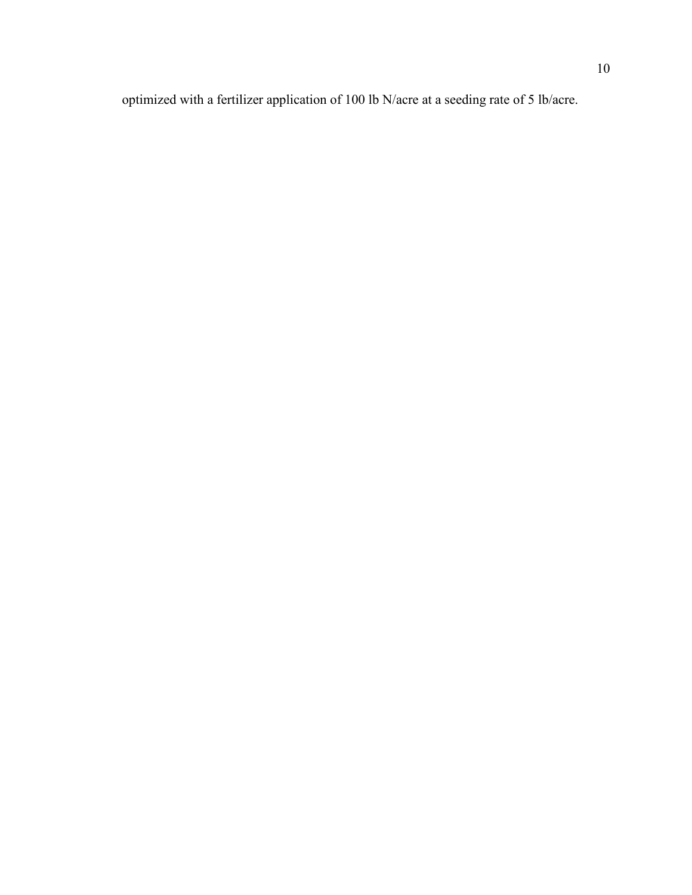optimized with a fertilizer application of 100 lb N/acre at a seeding rate of 5 lb/acre.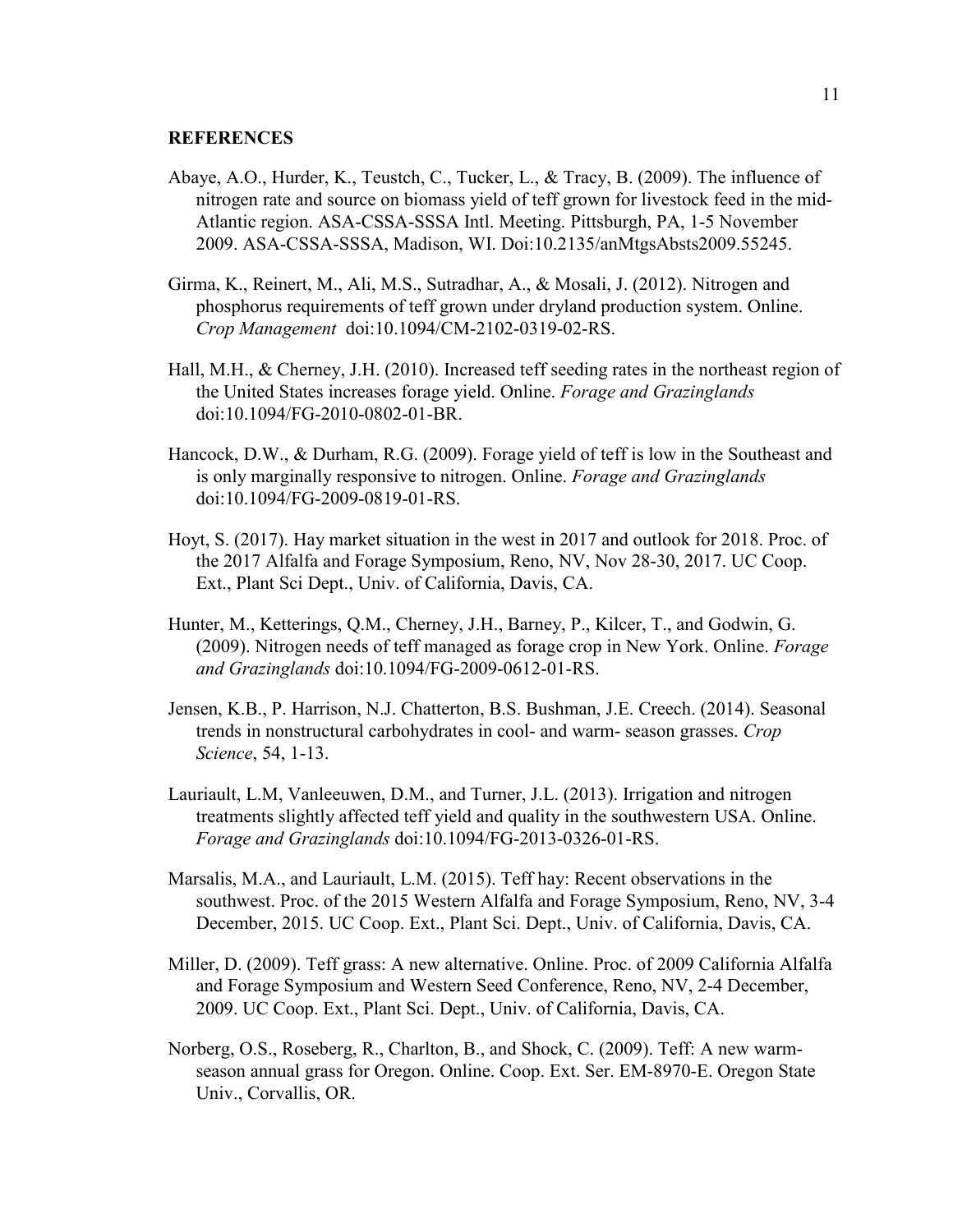## REFERENCES

Abaye, A.O., Hurder, K., Teustch, C., Tucker, L., & Tracy, B. (2009). The influence of nitrogen rate and source on biomass yield of teff grown for livestock feed in the mid-Atlantic region. ASA-CSSA-SSSA Intl. Meeting. Pittsburgh, PA, 1-5 November 2009. ASA-CSSA-SSSA, Madison, WI. Doi:10.2135/anMtgsAbsts2009.55245.

Girma, K., Reinert, M., Ali, M.S., Sutradhar, A., & Mosali, J. (2012). Nitrogen and phosphorus requirements of teff grown under dryland production system. Online. *Crop Management* doi:10.1094/CM-2102-0319-02-RS.

Hall, M.H., & Cherney, J.H. (2010). Increased teff seeding rates in the northeast region of the United States increases forage yield. Online. *Forage and Grazinglands* doi:10.1094/FG-2010-0802-01-BR.

Hancock, D.W., & Durham, R.G. (2009). Forage yield of teff is low in the Southeast and is only marginally responsive to nitrogen. Online. *Forage and Grazinglands* doi:10.1094/FG-2009-0819-01-RS.

Hoyt, S. (2017). Hay market situation in the west in 2017 and outlook for 2018. Proc. of the 2017 Alfalfa and Forage Symposium, Reno, NV, Nov 28-30, 2017. UC Coop. Ext., Plant Sci Dept., Univ. of California, Davis, CA.

Hunter, M., Ketterings, Q.M., Cherney, J.H., Barney, P., Kilcer, T., and Godwin, G. (2009). Nitrogen needs of teff managed as forage crop in New York. Online. *Forage and Grazinglands* doi:10.1094/FG-2009-0612-01-RS.

Jensen, K.B., P. Harrison, N.J. Chatterton, B.S. Bushman, J.E. Creech. (2014). Seasonal trends in nonstructural carbohydrates in cool- and warm- season grasses. *Crop Science*, 54, 1-13.

Lauriault, L.M, Vanleeuwen, D.M., and Turner, J.L. (2013). Irrigation and nitrogen treatments slightly affected teff yield and quality in the southwestern USA. Online. *Forage and Grazinglands* doi:10.1094/FG-2013-0326-01-RS.

Marsalis, M.A., and Lauriault, L.M. (2015). Teff hay: Recent observations in the southwest. Proc. of the 2015 Western Alfalfa and Forage Symposium, Reno, NV, 3-4 December, 2015. UC Coop. Ext., Plant Sci. Dept., Univ. of California, Davis, CA.

Miller, D. (2009). Teff grass: A new alternative. Online. Proc. of 2009 California Alfalfa and Forage Symposium and Western Seed Conference, Reno, NV, 2-4 December, 2009. UC Coop. Ext., Plant Sci. Dept., Univ. of California, Davis, CA.

Norberg, O.S., Roseberg, R., Charlton, B., and Shock, C. (2009). Teff: A new warm-season annual grass for Oregon. Online. Coop. Ext. Ser. EM-8970-E. Oregon State Univ., Corvallis, OR.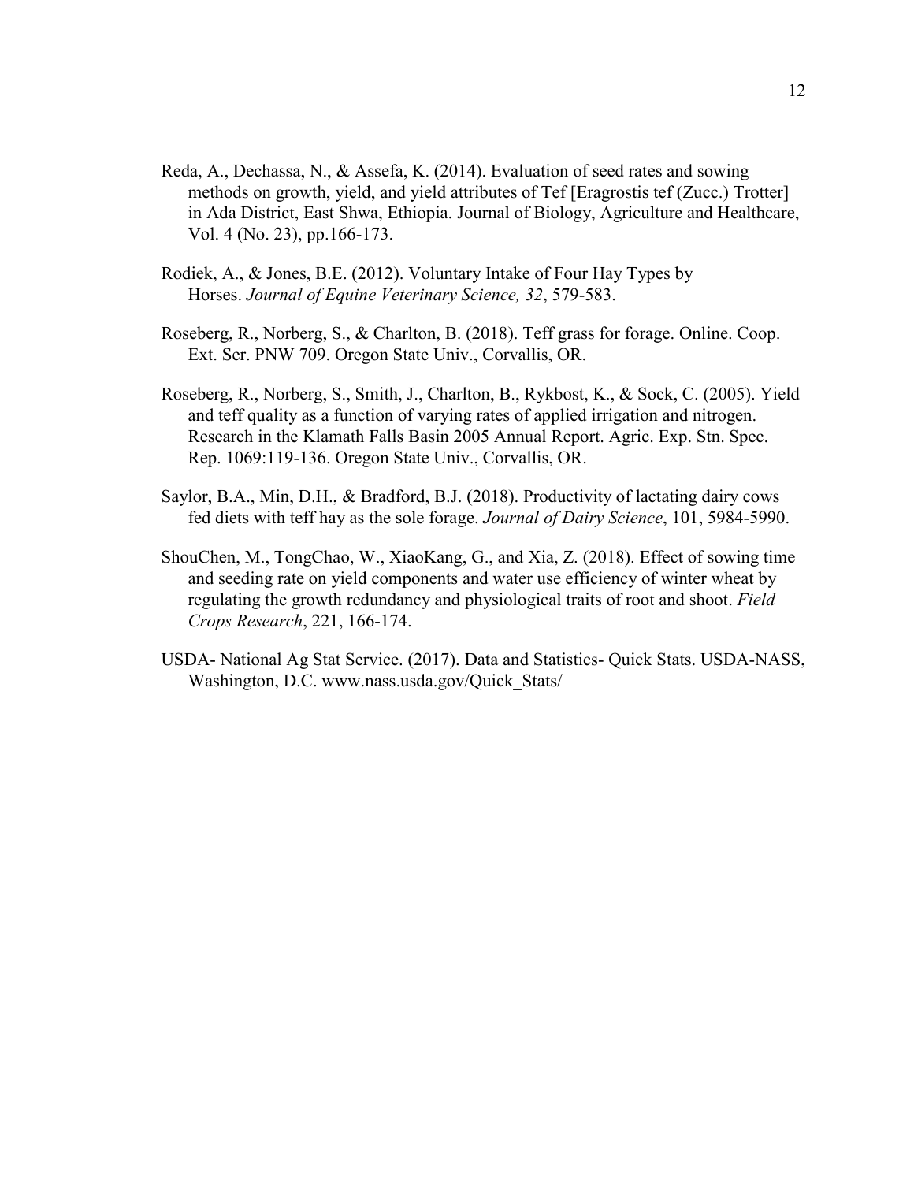Reda, A., Dechassa, N., & Assefa, K. (2014). Evaluation of seed rates and sowing methods on growth, yield, and yield attributes of Tef [Eragrostis tef (Zucc.) Trotter] in Ada District, East Shwa, Ethiopia. Journal of Biology, Agriculture and Healthcare, Vol. 4 (No. 23), pp.166-173.

Rodiek, A., & Jones, B.E. (2012). Voluntary Intake of Four Hay Types by Horses. *Journal of Equine Veterinary Science, 32*, 579-583.

Roseberg, R., Norberg, S., & Charlton, B. (2018). Teff grass for forage. Online. Coop. Ext. Ser. PNW 709. Oregon State Univ., Corvallis, OR.

Roseberg, R., Norberg, S., Smith, J., Charlton, B., Rykbost, K., & Sock, C. (2005). Yield and teff quality as a function of varying rates of applied irrigation and nitrogen. Research in the Klamath Falls Basin 2005 Annual Report. Agric. Exp. Stn. Spec. Rep. 1069:119-136. Oregon State Univ., Corvallis, OR.

Saylor, B.A., Min, D.H., & Bradford, B.J. (2018). Productivity of lactating dairy cows fed diets with teff hay as the sole forage. *Journal of Dairy Science*, 101, 5984-5990.

ShouChen, M., TongChao, W., XiaoKang, G., and Xia, Z. (2018). Effect of sowing time and seeding rate on yield components and water use efficiency of winter wheat by regulating the growth redundancy and physiological traits of root and shoot. *Field Crops Research*, 221, 166-174.

USDA- National Ag Stat Service. (2017). Data and Statistics- Quick Stats. USDA-NASS, Washington, D.C. www.nass.usda.gov/Quick_Stats/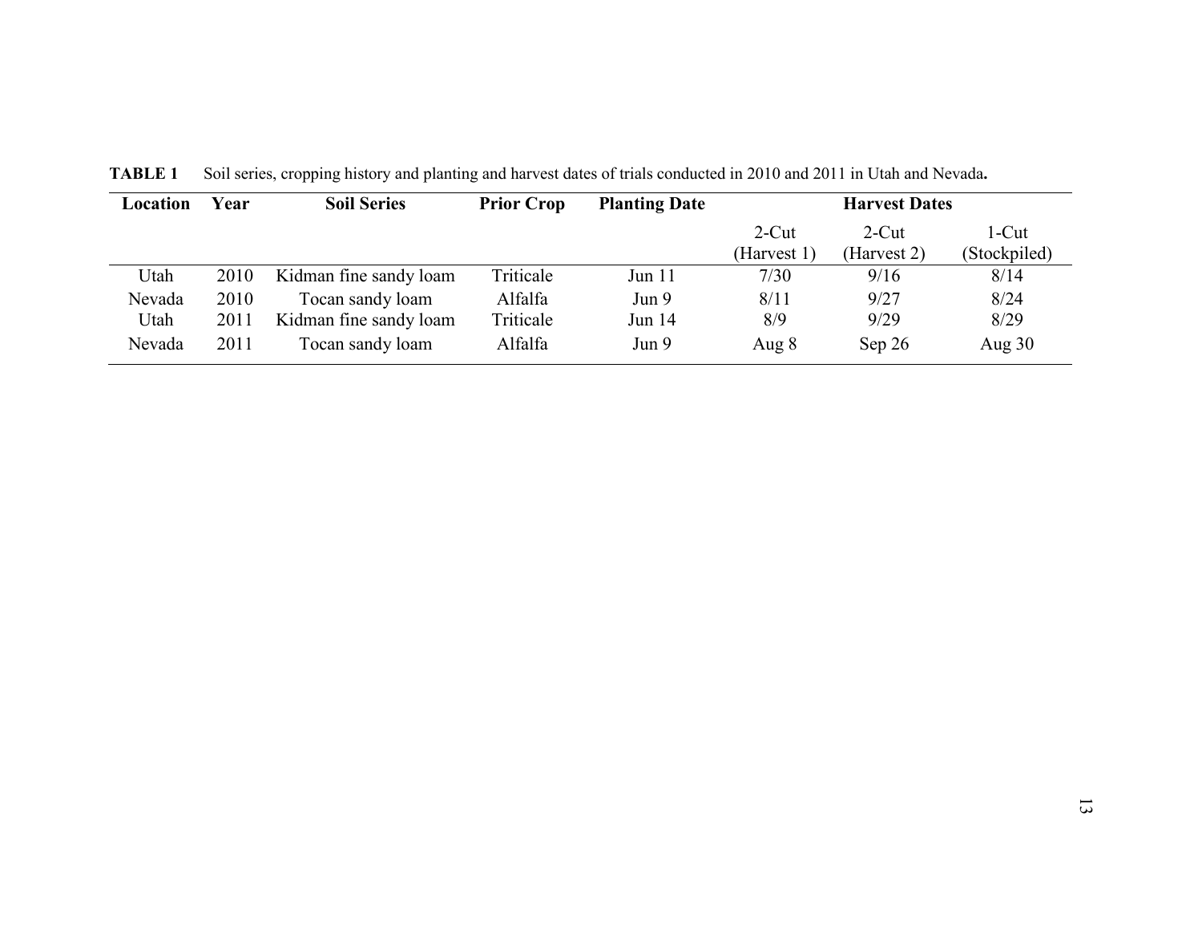**TABLE 1** Soil series, cropping history and planting and harvest dates of trials conducted in 2010 and 2011 in Utah and Nevada**.**

| Location | Year | Soil Series | Prior Crop | Planting Date | Harvest Dates | | |
|---|---|---|---|---|---|---|---|
| | | | | | 2-Cut (Harvest 1) | 2-Cut (Harvest 2) | 1-Cut (Stockpiled) |
| Utah | 2010 | Kidman fine sandy loam | Triticale | Jun 11 | 7/30 | 9/16 | 8/14 |
| Nevada | 2010 | Tocan sandy loam | Alfalfa | Jun 9 | 8/11 | 9/27 | 8/24 |
| Utah | 2011 | Kidman fine sandy loam | Triticale | Jun 14 | 8/9 | 9/29 | 8/29 |
| Nevada | 2011 | Tocan sandy loam | Alfalfa | Jun 9 | Aug 8 | Sep 26 | Aug 30 |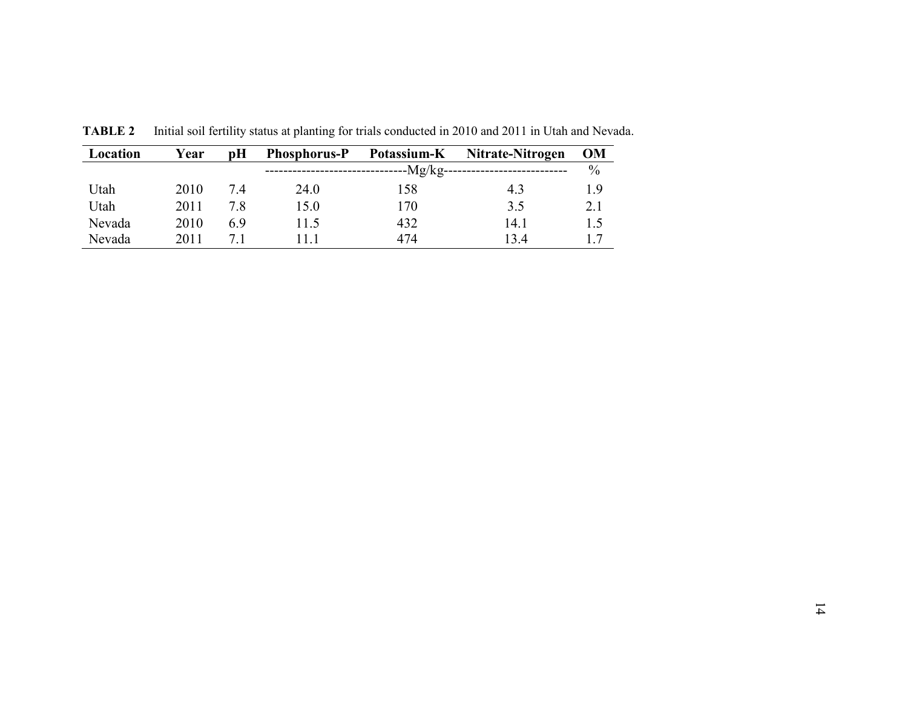**TABLE 2** Initial soil fertility status at planting for trials conducted in 2010 and 2011 in Utah and Nevada.

| Location | Year | pH | Phosphorus-P | Potassium-K | Nitrate-Nitrogen | OM |
|---|---|---|---|---|---|---|
| | | | -------------------------------Mg/kg--------------------------- | | | % |
| Utah | 2010 | 7.4 | 24.0 | 158 | 4.3 | 1.9 |
| Utah | 2011 | 7.8 | 15.0 | 170 | 3.5 | 2.1 |
| Nevada | 2010 | 6.9 | 11.5 | 432 | 14.1 | 1.5 |
| Nevada | 2011 | 7.1 | 11.1 | 474 | 13.4 | 1.7 |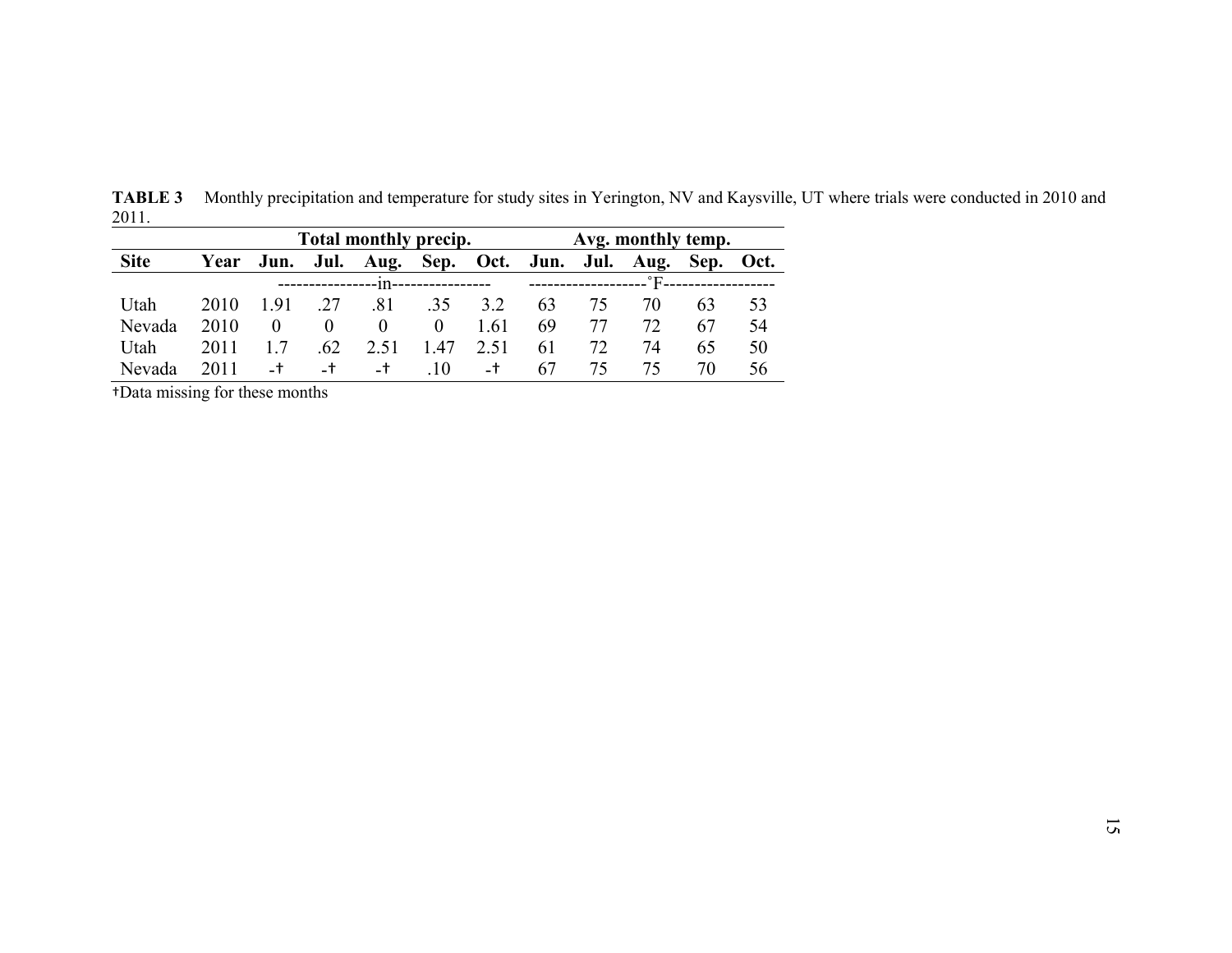**TABLE 3** Monthly precipitation and temperature for study sites in Yerington, NV and Kaysville, UT where trials were conducted in 2010 and 2011.

| | | Total monthly precip. | | | | | Avg. monthly temp. | | | | |
|---|---|---|---|---|---|---|---|---|---|---|---|
| **Site** | **Year** | **Jun.** | **Jul.** | **Aug.** | **Sep.** | **Oct.** | **Jun.** | **Jul.** | **Aug.** | **Sep.** | **Oct.** |
| | | ----------------in---------------- | | | | | -------------------˚F------------------ | | | | |
| Utah | 2010 | 1.91 | .27 | .81 | .35 | 3.2 | 63 | 75 | 70 | 63 | 53 |
| Nevada | 2010 | 0 | 0 | 0 | 0 | 1.61 | 69 | 77 | 72 | 67 | 54 |
| Utah | 2011 | 1.7 | .62 | 2.51 | 1.47 | 2.51 | 61 | 72 | 74 | 65 | 50 |
| Nevada | 2011 | -† | -† | -† | .10 | -† | 67 | 75 | 75 | 70 | 56 |

†Data missing for these months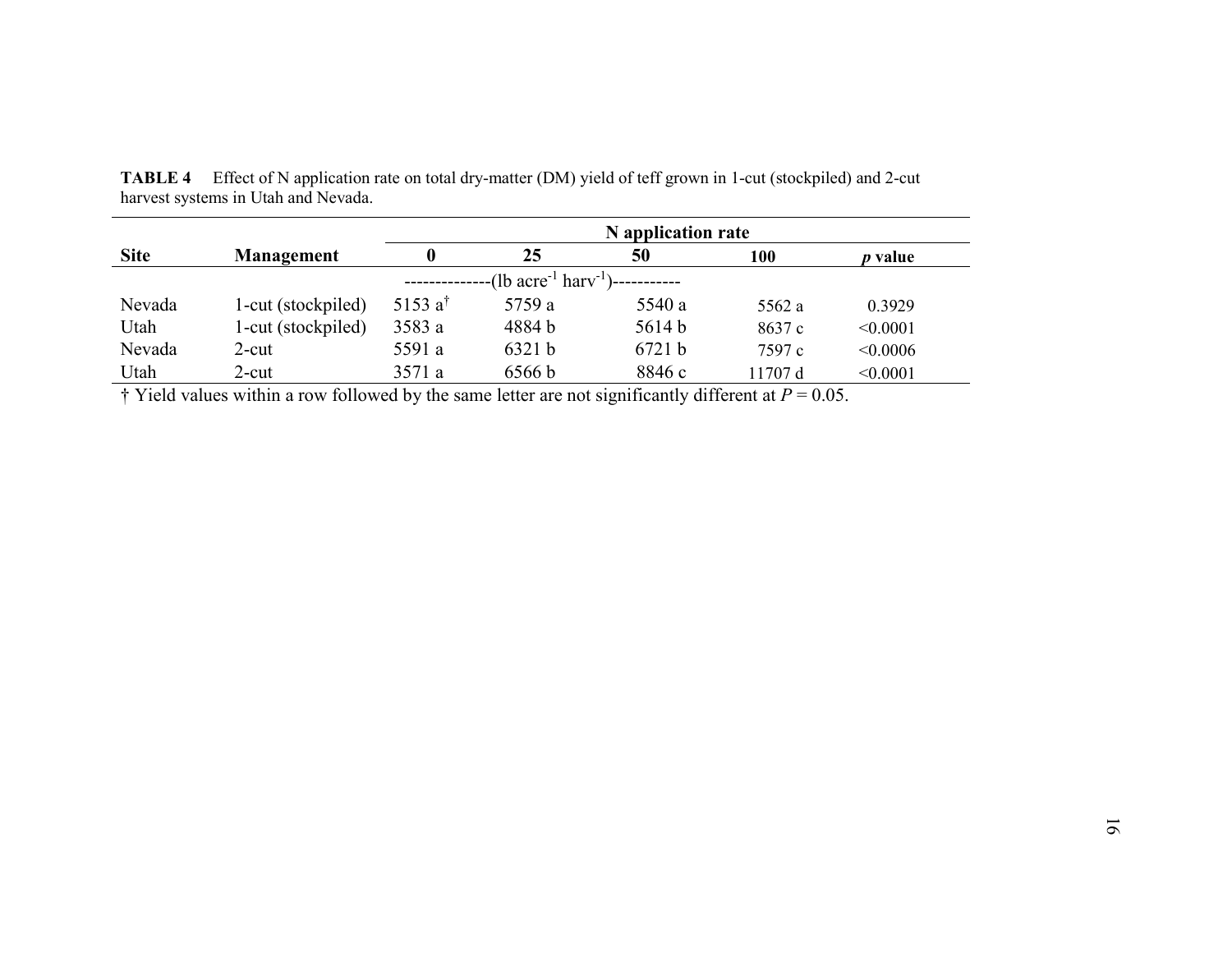**TABLE 4** Effect of N application rate on total dry-matter (DM) yield of teff grown in 1-cut (stockpiled) and 2-cut harvest systems in Utah and Nevada.

| Site | Management | N application rate | | | | |
|---|---|---|---|---|---|---|
| | | 0 | 25 | 50 | 100 | *p* value |
| | | --------------(lb acre$^{-1}$ harv$^{-1}$)----------- | | | | |
| Nevada | 1-cut (stockpiled) | 5153 a[†] | 5759 a | 5540 a | 5562 a | 0.3929 |
| Utah | 1-cut (stockpiled) | 3583 a | 4884 b | 5614 b | 8637 c | <0.0001 |
| Nevada | 2-cut | 5591 a | 6321 b | 6721 b | 7597 c | <0.0006 |
| Utah | 2-cut | 3571 a | 6566 b | 8846 c | 11707 d | <0.0001 |

† Yield values within a row followed by the same letter are not significantly different at $P = 0.05$.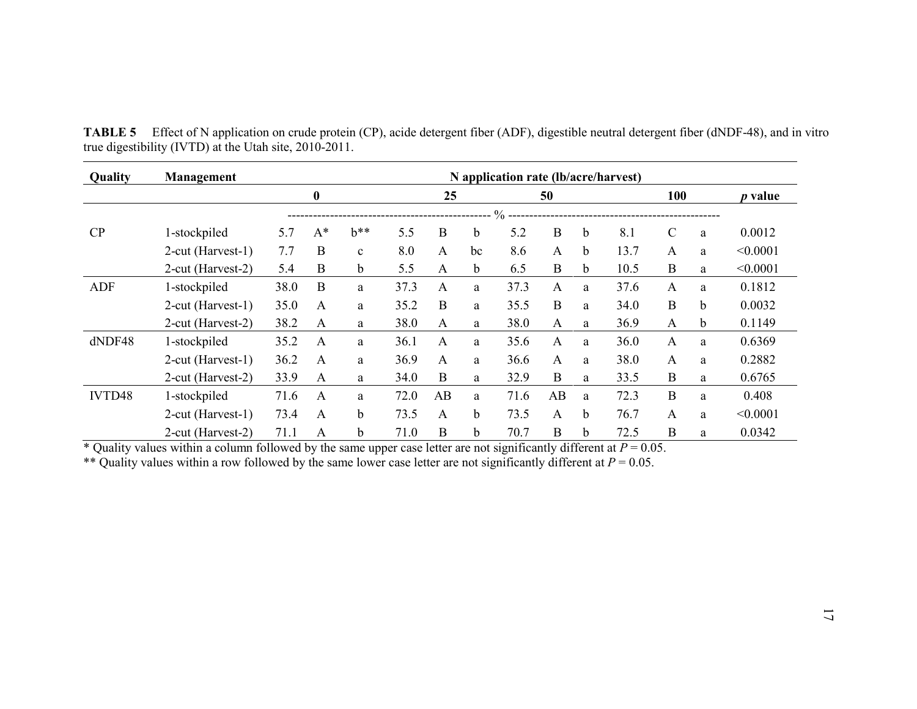**TABLE 5** Effect of N application on crude protein (CP), acide detergent fiber (ADF), digestible neutral detergent fiber (dNDF-48), and in vitro true digestibility (IVTD) at the Utah site, 2010-2011.

| Quality | Management | N application rate (lb/acre/harvest) | | | | | | | | | | | | |
|---|---|---|---|---|---|---|---|---|---|---|---|---|---|---|
| | | 0 | | | 25 | | | 50 | | | 100 | | | *p* value |
| | | % | | | | | | | | | | | | |
| CP | 1-stockpiled | 5.7 | A* | b** | 5.5 | B | b | 5.2 | B | b | 8.1 | C | a | 0.0012 |
| | 2-cut (Harvest-1) | 7.7 | B | c | 8.0 | A | bc | 8.6 | A | b | 13.7 | A | a | <0.0001 |
| | 2-cut (Harvest-2) | 5.4 | B | b | 5.5 | A | b | 6.5 | B | b | 10.5 | B | a | <0.0001 |
| ADF | 1-stockpiled | 38.0 | B | a | 37.3 | A | a | 37.3 | A | a | 37.6 | A | a | 0.1812 |
| | 2-cut (Harvest-1) | 35.0 | A | a | 35.2 | B | a | 35.5 | B | a | 34.0 | B | b | 0.0032 |
| | 2-cut (Harvest-2) | 38.2 | A | a | 38.0 | A | a | 38.0 | A | a | 36.9 | A | b | 0.1149 |
| dNDF48 | 1-stockpiled | 35.2 | A | a | 36.1 | A | a | 35.6 | A | a | 36.0 | A | a | 0.6369 |
| | 2-cut (Harvest-1) | 36.2 | A | a | 36.9 | A | a | 36.6 | A | a | 38.0 | A | a | 0.2882 |
| | 2-cut (Harvest-2) | 33.9 | A | a | 34.0 | B | a | 32.9 | B | a | 33.5 | B | a | 0.6765 |
| IVTD48 | 1-stockpiled | 71.6 | A | a | 72.0 | AB | a | 71.6 | AB | a | 72.3 | B | a | 0.408 |
| | 2-cut (Harvest-1) | 73.4 | A | b | 73.5 | A | b | 73.5 | A | b | 76.7 | A | a | <0.0001 |
| | 2-cut (Harvest-2) | 71.1 | A | b | 71.0 | B | b | 70.7 | B | b | 72.5 | B | a | 0.0342 |

\* Quality values within a column followed by the same upper case letter are not significantly different at $P = 0.05$.

\*\* Quality values within a row followed by the same lower case letter are not significantly different at $P = 0.05$.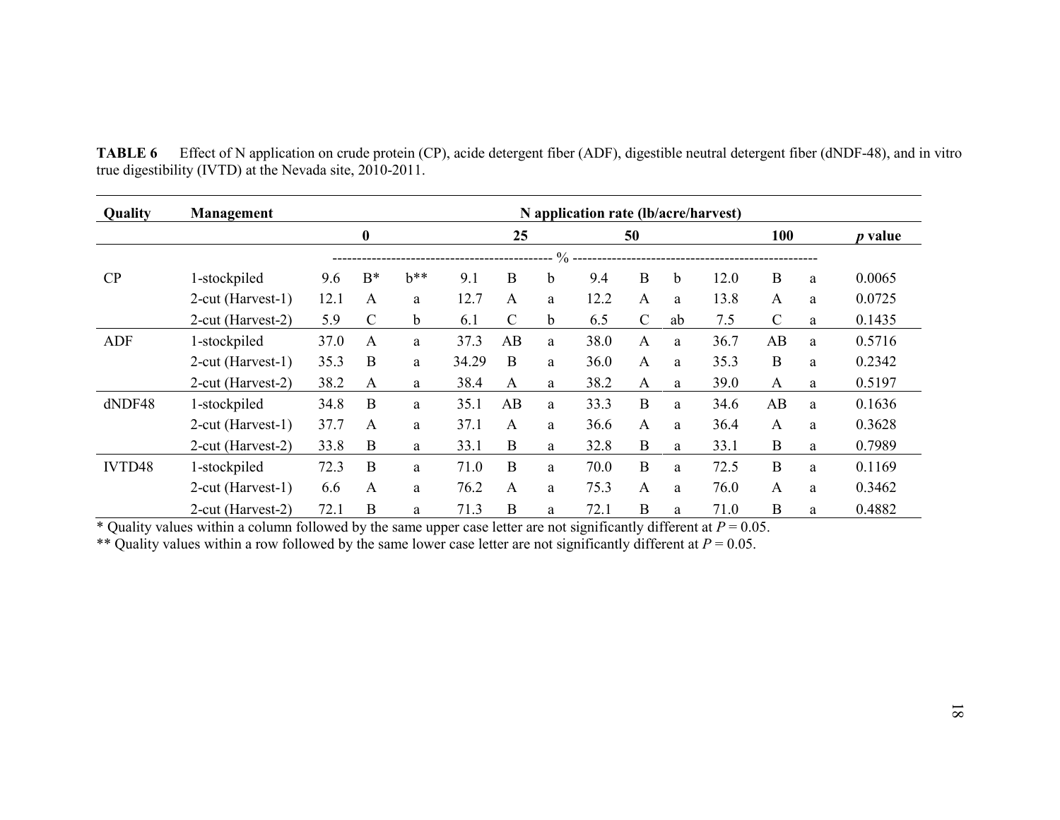**TABLE 6** Effect of N application on crude protein (CP), acide detergent fiber (ADF), digestible neutral detergent fiber (dNDF-48), and in vitro true digestibility (IVTD) at the Nevada site, 2010-2011.

| Quality | Management | N application rate (lb/acre/harvest) | | | | | | | | | | | | |
|---|---|---|---|---|---|---|---|---|---|---|---|---|---|---|
| | | 0 | | | 25 | | | 50 | | | 100 | | | *p* value |
| | | % | | | | | | | | | | | | |
| CP | 1-stockpiled | 9.6 | B* | b** | 9.1 | B | b | 9.4 | B | b | 12.0 | B | a | 0.0065 |
| | 2-cut (Harvest-1) | 12.1 | A | a | 12.7 | A | a | 12.2 | A | a | 13.8 | A | a | 0.0725 |
| | 2-cut (Harvest-2) | 5.9 | C | b | 6.1 | C | b | 6.5 | C | ab | 7.5 | C | a | 0.1435 |
| ADF | 1-stockpiled | 37.0 | A | a | 37.3 | AB | a | 38.0 | A | a | 36.7 | AB | a | 0.5716 |
| | 2-cut (Harvest-1) | 35.3 | B | a | 34.29 | B | a | 36.0 | A | a | 35.3 | B | a | 0.2342 |
| | 2-cut (Harvest-2) | 38.2 | A | a | 38.4 | A | a | 38.2 | A | a | 39.0 | A | a | 0.5197 |
| dNDF48 | 1-stockpiled | 34.8 | B | a | 35.1 | AB | a | 33.3 | B | a | 34.6 | AB | a | 0.1636 |
| | 2-cut (Harvest-1) | 37.7 | A | a | 37.1 | A | a | 36.6 | A | a | 36.4 | A | a | 0.3628 |
| | 2-cut (Harvest-2) | 33.8 | B | a | 33.1 | B | a | 32.8 | B | a | 33.1 | B | a | 0.7989 |
| IVTD48 | 1-stockpiled | 72.3 | B | a | 71.0 | B | a | 70.0 | B | a | 72.5 | B | a | 0.1169 |
| | 2-cut (Harvest-1) | 6.6 | A | a | 76.2 | A | a | 75.3 | A | a | 76.0 | A | a | 0.3462 |
| | 2-cut (Harvest-2) | 72.1 | B | a | 71.3 | B | a | 72.1 | B | a | 71.0 | B | a | 0.4882 |

\* Quality values within a column followed by the same upper case letter are not significantly different at $P = 0.05$.

\*\* Quality values within a row followed by the same lower case letter are not significantly different at $P = 0.05$.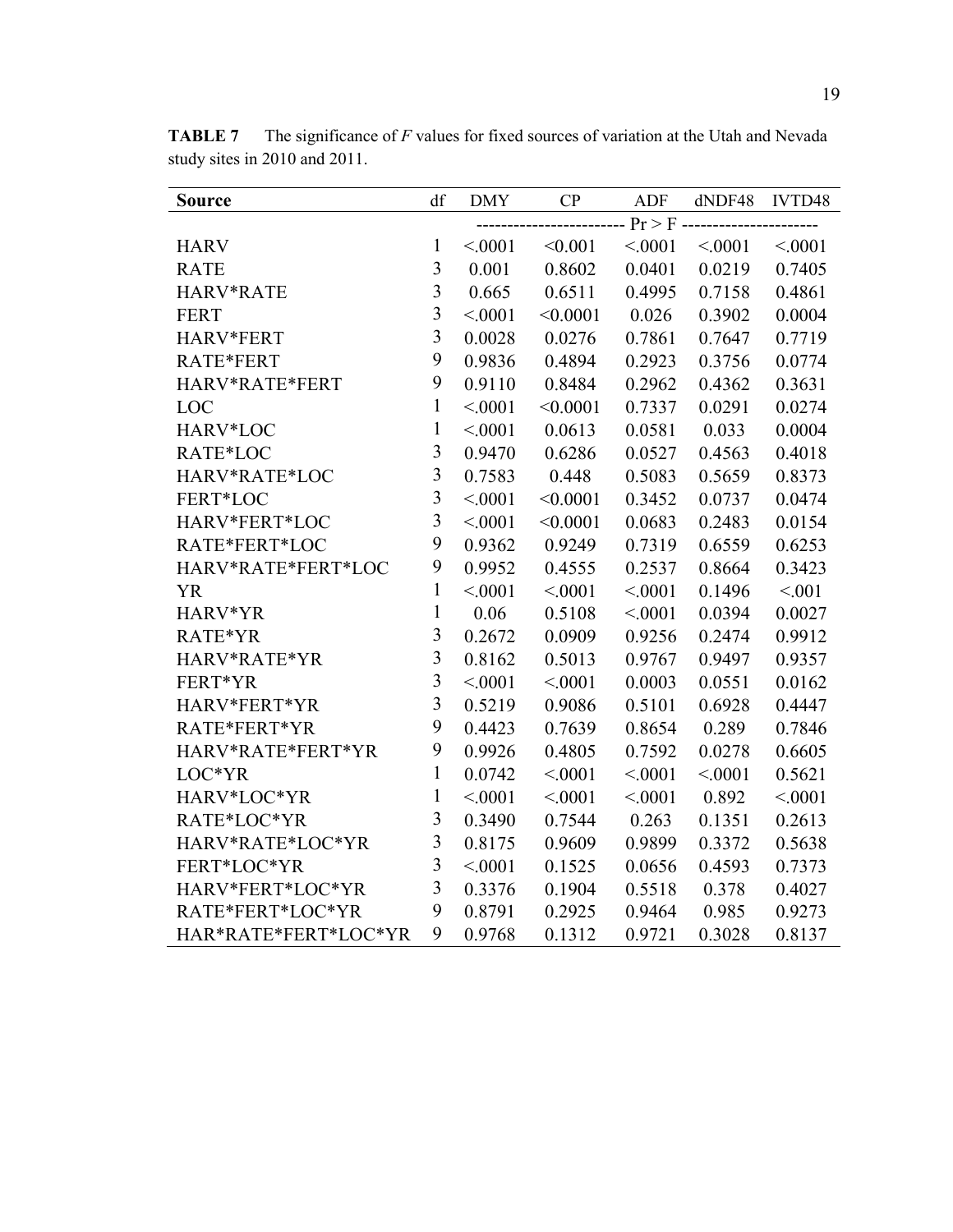**TABLE 7** The significance of *F* values for fixed sources of variation at the Utah and Nevada study sites in 2010 and 2011.

| Source | df | DMY | CP | ADF | dNDF48 | IVTD48 |
|---|---|---|---|---|---|---|
| | | ---------------------- Pr > F ---------------------- | | | | |
| HARV | 1 | <.0001 | <0.001 | <.0001 | <.0001 | <.0001 |
| RATE | 3 | 0.001 | 0.8602 | 0.0401 | 0.0219 | 0.7405 |
| HARV*RATE | 3 | 0.665 | 0.6511 | 0.4995 | 0.7158 | 0.4861 |
| FERT | 3 | <.0001 | <0.0001 | 0.026 | 0.3902 | 0.0004 |
| HARV*FERT | 3 | 0.0028 | 0.0276 | 0.7861 | 0.7647 | 0.7719 |
| RATE*FERT | 9 | 0.9836 | 0.4894 | 0.2923 | 0.3756 | 0.0774 |
| HARV*RATE*FERT | 9 | 0.9110 | 0.8484 | 0.2962 | 0.4362 | 0.3631 |
| LOC | 1 | <.0001 | <0.0001 | 0.7337 | 0.0291 | 0.0274 |
| HARV*LOC | 1 | <.0001 | 0.0613 | 0.0581 | 0.033 | 0.0004 |
| RATE*LOC | 3 | 0.9470 | 0.6286 | 0.0527 | 0.4563 | 0.4018 |
| HARV*RATE*LOC | 3 | 0.7583 | 0.448 | 0.5083 | 0.5659 | 0.8373 |
| FERT*LOC | 3 | <.0001 | <0.0001 | 0.3452 | 0.0737 | 0.0474 |
| HARV*FERT*LOC | 3 | <.0001 | <0.0001 | 0.0683 | 0.2483 | 0.0154 |
| RATE*FERT*LOC | 9 | 0.9362 | 0.9249 | 0.7319 | 0.6559 | 0.6253 |
| HARV*RATE*FERT*LOC | 9 | 0.9952 | 0.4555 | 0.2537 | 0.8664 | 0.3423 |
| YR | 1 | <.0001 | <.0001 | <.0001 | 0.1496 | <.001 |
| HARV*YR | 1 | 0.06 | 0.5108 | <.0001 | 0.0394 | 0.0027 |
| RATE*YR | 3 | 0.2672 | 0.0909 | 0.9256 | 0.2474 | 0.9912 |
| HARV*RATE*YR | 3 | 0.8162 | 0.5013 | 0.9767 | 0.9497 | 0.9357 |
| FERT*YR | 3 | <.0001 | <.0001 | 0.0003 | 0.0551 | 0.0162 |
| HARV*FERT*YR | 3 | 0.5219 | 0.9086 | 0.5101 | 0.6928 | 0.4447 |
| RATE*FERT*YR | 9 | 0.4423 | 0.7639 | 0.8654 | 0.289 | 0.7846 |
| HARV*RATE*FERT*YR | 9 | 0.9926 | 0.4805 | 0.7592 | 0.0278 | 0.6605 |
| LOC*YR | 1 | 0.0742 | <.0001 | <.0001 | <.0001 | 0.5621 |
| HARV*LOC*YR | 1 | <.0001 | <.0001 | <.0001 | 0.892 | <.0001 |
| RATE*LOC*YR | 3 | 0.3490 | 0.7544 | 0.263 | 0.1351 | 0.2613 |
| HARV*RATE*LOC*YR | 3 | 0.8175 | 0.9609 | 0.9899 | 0.3372 | 0.5638 |
| FERT*LOC*YR | 3 | <.0001 | 0.1525 | 0.0656 | 0.4593 | 0.7373 |
| HARV*FERT*LOC*YR | 3 | 0.3376 | 0.1904 | 0.5518 | 0.378 | 0.4027 |
| RATE*FERT*LOC*YR | 9 | 0.8791 | 0.2925 | 0.9464 | 0.985 | 0.9273 |
| HAR*RATE*FERT*LOC*YR | 9 | 0.9768 | 0.1312 | 0.9721 | 0.3028 | 0.8137 |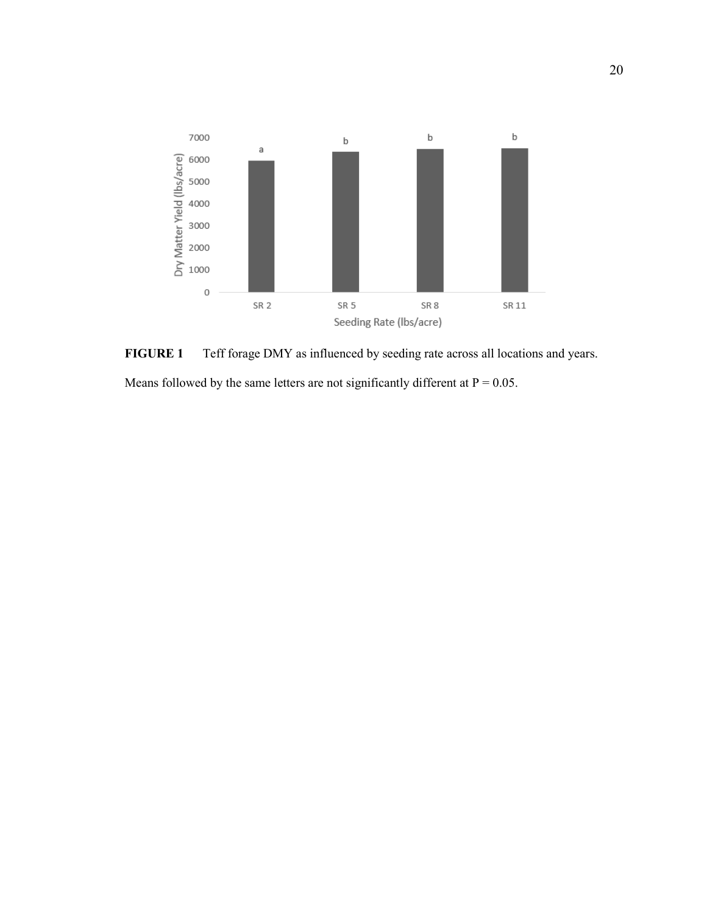7000
6000
5000
4000
3000
2000
1000
0

Dry Matter Yield (lbs/acre)

a
b
b
b

SR 2
SR 5
SR 8
SR 11

Seeding Rate (lbs/acre)

**FIGURE 1** Teff forage DMY as influenced by seeding rate across all locations and years. Means followed by the same letters are not significantly different at P = 0.05.